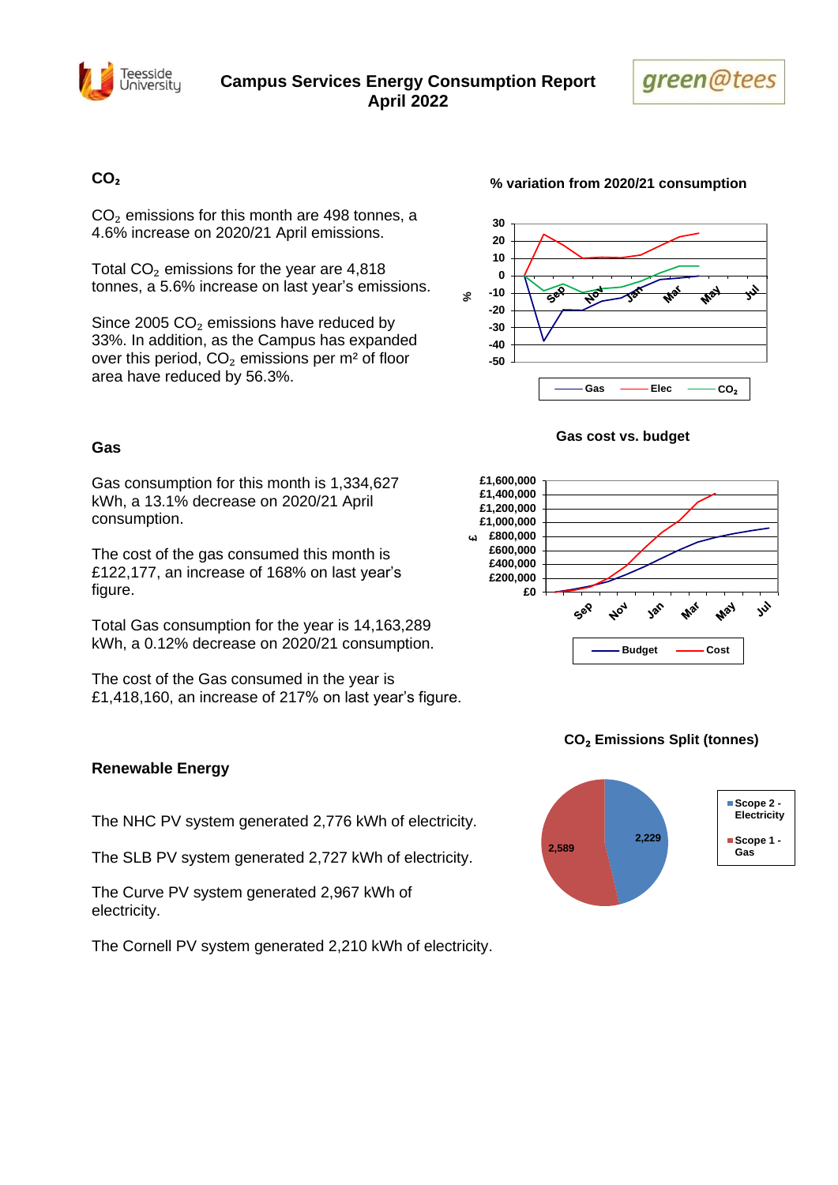# Campus Services Energy Consumption Report
## April 2022

### $CO_2$

$CO_2$ emissions for this month are 498 tonnes, a 4.6% increase on 2020/21 April emissions.

Total $CO_2$ emissions for the year are 4,818 tonnes, a 5.6% increase on last year's emissions.

Since 2005 $CO_2$ emissions have reduced by 33%. In addition, as the Campus has expanded over this period, $CO_2$ emissions per m² of floor area have reduced by 56.3%.

**% variation from 2020/21 consumption**

**Gas cost vs. budget**

### Gas

Gas consumption for this month is 1,334,627 kWh, a 13.1% decrease on 2020/21 April consumption.

The cost of the gas consumed this month is £122,177, an increase of 168% on last year's figure.

Total Gas consumption for the year is 14,163,289 kWh, a 0.12% decrease on 2020/21 consumption.

The cost of the Gas consumed in the year is £1,418,160, an increase of 217% on last year's figure.

**$CO_2$ Emissions Split (tonnes)**

### Renewable Energy

The NHC PV system generated 2,776 kWh of electricity.

The SLB PV system generated 2,727 kWh of electricity.

The Curve PV system generated 2,967 kWh of electricity.

The Cornell PV system generated 2,210 kWh of electricity.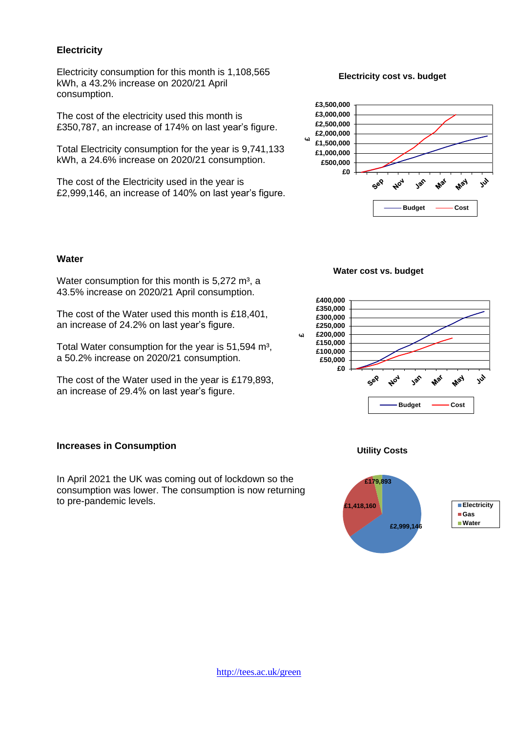## Electricity

Electricity consumption for this month is 1,108,565 kWh, a 43.2% increase on 2020/21 April consumption.

The cost of the electricity used this month is £350,787, an increase of 174% on last year's figure.

Total Electricity consumption for the year is 9,741,133 kWh, a 24.6% increase on 2020/21 consumption.

The cost of the Electricity used in the year is £2,999,146, an increase of 140% on last year's figure.

**Electricity cost vs. budget**

## Water

Water consumption for this month is 5,272 m³, a 43.5% increase on 2020/21 April consumption.

The cost of the Water used this month is £18,401, an increase of 24.2% on last year's figure.

Total Water consumption for the year is 51,594 m³, a 50.2% increase on 2020/21 consumption.

The cost of the Water used in the year is £179,893, an increase of 29.4% on last year's figure.

**Water cost vs. budget**

## Increases in Consumption

In April 2021 the UK was coming out of lockdown so the consumption was lower. The consumption is now returning to pre-pandemic levels.

**Utility Costs**

http://tees.ac.uk/green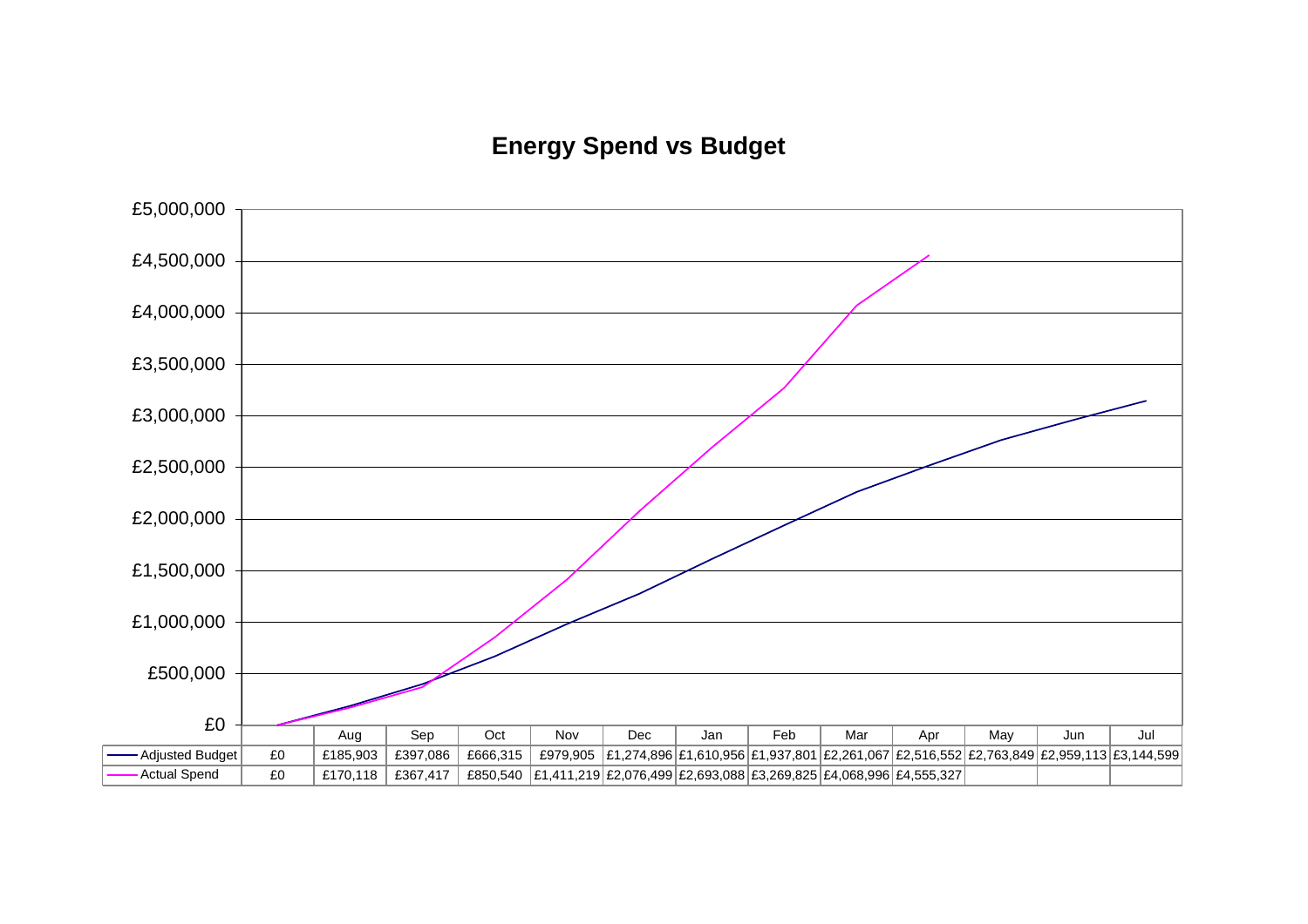# Energy Spend vs Budget

| | | Aug | Sep | Oct | Nov | Dec | Jan | Feb | Mar | Apr | May | Jun | Jul |
|---|---|---|---|---|---|---|---|---|---|---|---|---|---|
| Adjusted Budget | £0 | £185,903 | £397,086 | £666,315 | £979,905 | £1,274,896 | £1,610,956 | £1,937,801 | £2,261,067 | £2,516,552 | £2,763,849 | £2,959,113 | £3,144,599 |
| Actual Spend | £0 | £170,118 | £367,417 | £850,540 | £1,411,219 | £2,076,499 | £2,693,088 | £3,269,825 | £4,068,996 | £4,555,327 | | | |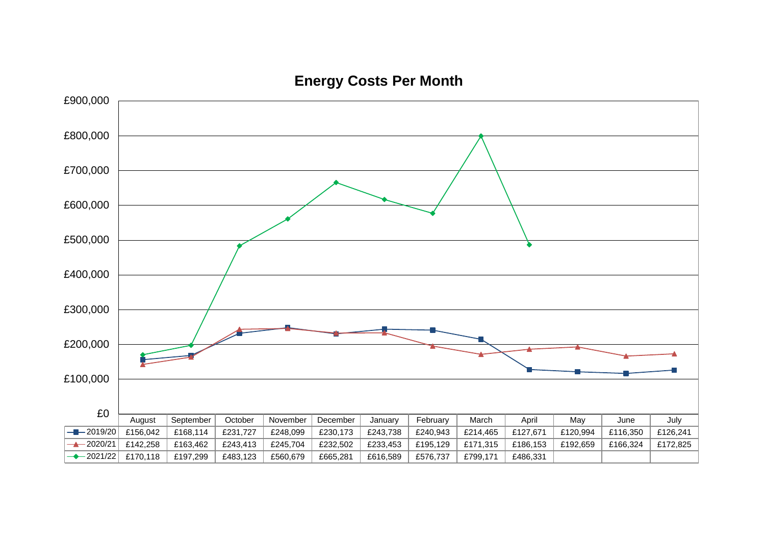# Energy Costs Per Month

| | August | September | October | November | December | January | February | March | April | May | June | July |
|---|---|---|---|---|---|---|---|---|---|---|---|---|
| 2019/20 | £156,042 | £168,114 | £231,727 | £248,099 | £230,173 | £243,738 | £240,943 | £214,465 | £127,671 | £120,994 | £116,350 | £126,241 |
| 2020/21 | £142,258 | £163,462 | £243,413 | £245,704 | £232,502 | £233,453 | £195,129 | £171,315 | £186,153 | £192,659 | £166,324 | £172,825 |
| 2021/22 | £170,118 | £197,299 | £483,123 | £560,679 | £665,281 | £616,589 | £576,737 | £799,171 | £486,331 | | | |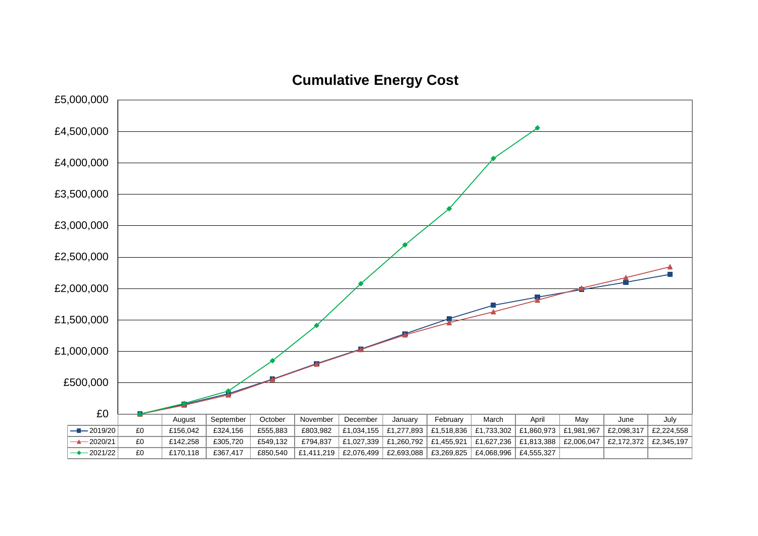## Cumulative Energy Cost

| | | August | September | October | November | December | January | February | March | April | May | June | July |
|---|---|---|---|---|---|---|---|---|---|---|---|---|---|
| 2019/20 | £0 | £156,042 | £324,156 | £555,883 | £803,982 | £1,034,155 | £1,277,893 | £1,518,836 | £1,733,302 | £1,860,973 | £1,981,967 | £2,098,317 | £2,224,558 |
| 2020/21 | £0 | £142,258 | £305,720 | £549,132 | £794,837 | £1,027,339 | £1,260,792 | £1,455,921 | £1,627,236 | £1,813,388 | £2,006,047 | £2,172,372 | £2,345,197 |
| 2021/22 | £0 | £170,118 | £367,417 | £850,540 | £1,411,219 | £2,076,499 | £2,693,088 | £3,269,825 | £4,068,996 | £4,555,327 | | | |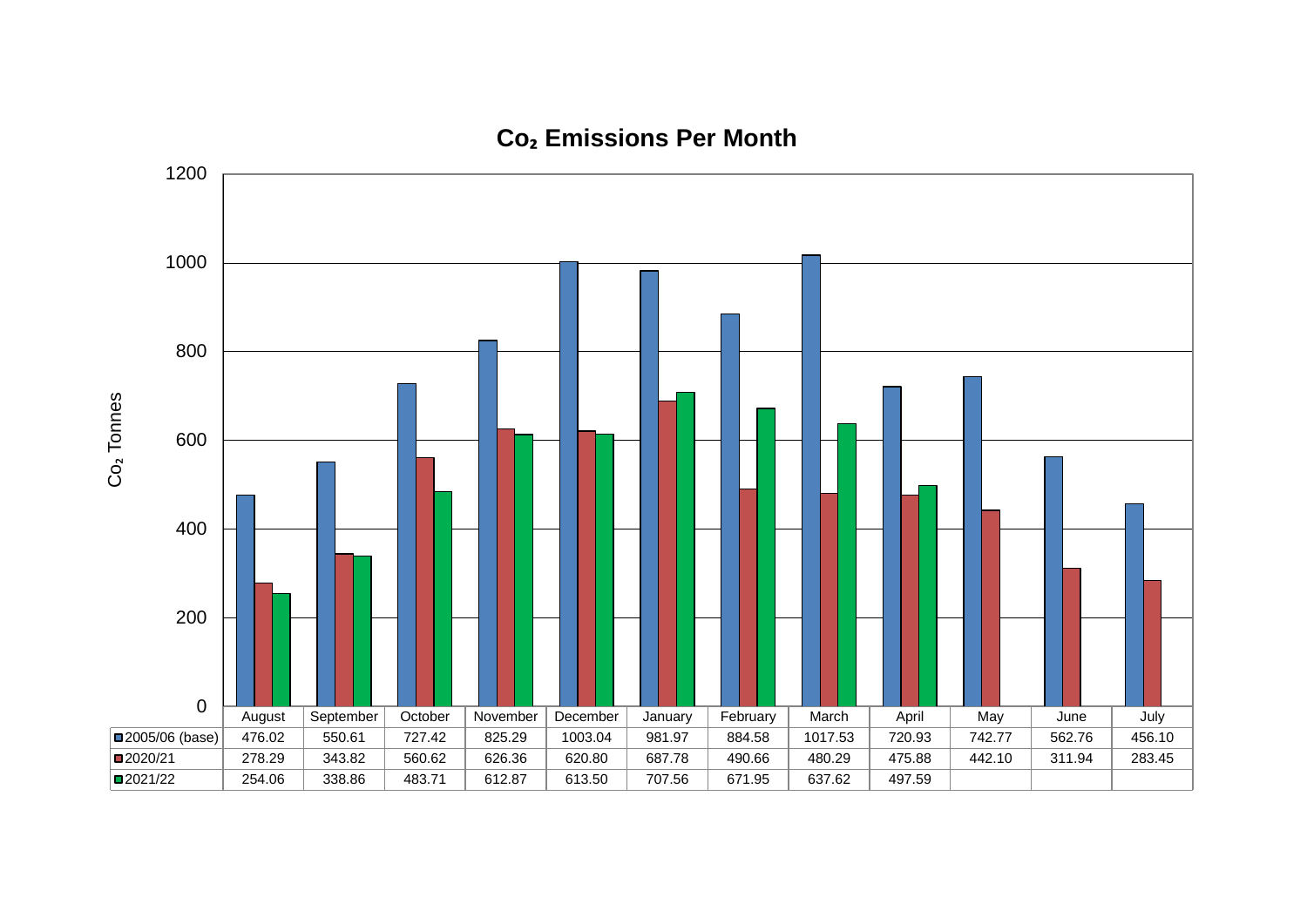# $CO_2$ Emissions Per Month

Y-axis: $CO_2$ Tonnes

| | August | September | October | November | December | January | February | March | April | May | June | July |
|---|---|---|---|---|---|---|---|---|---|---|---|---|
| 2005/06 (base) | 476.02 | 550.61 | 727.42 | 825.29 | 1003.04 | 981.97 | 884.58 | 1017.53 | 720.93 | 742.77 | 562.76 | 456.10 |
| 2020/21 | 278.29 | 343.82 | 560.62 | 626.36 | 620.80 | 687.78 | 490.66 | 480.29 | 475.88 | 442.10 | 311.94 | 283.45 |
| 2021/22 | 254.06 | 338.86 | 483.71 | 612.87 | 613.50 | 707.56 | 671.95 | 637.62 | 497.59 | | | |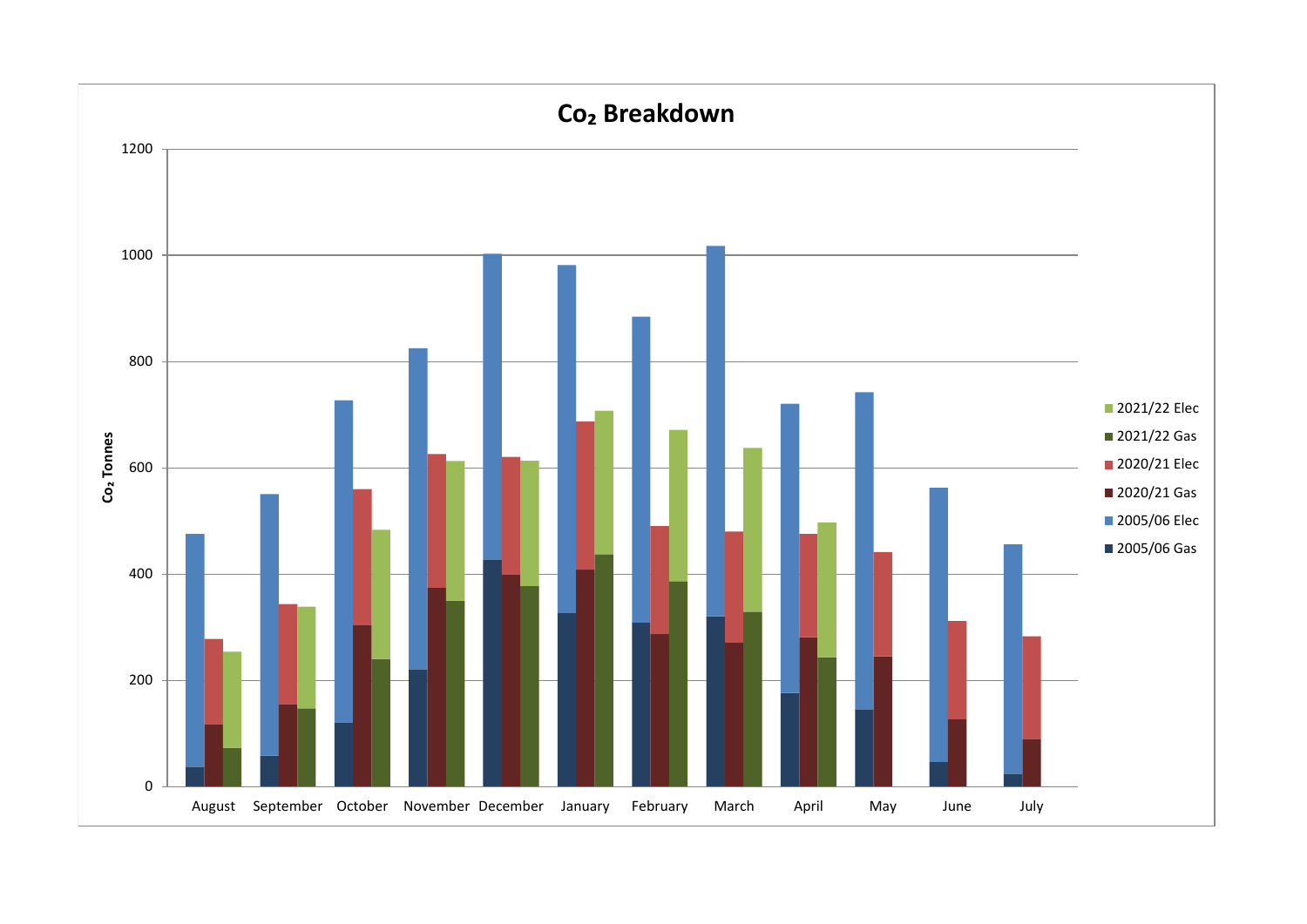# $CO_2$ Breakdown

$CO_2$ Tonnes

0, 200, 400, 600, 800, 1000, 1200

August, September, October, November, December, January, February, March, April, May, June, July

- 2021/22 Elec
- 2021/22 Gas
- 2020/21 Elec
- 2020/21 Gas
- 2005/06 Elec
- 2005/06 Gas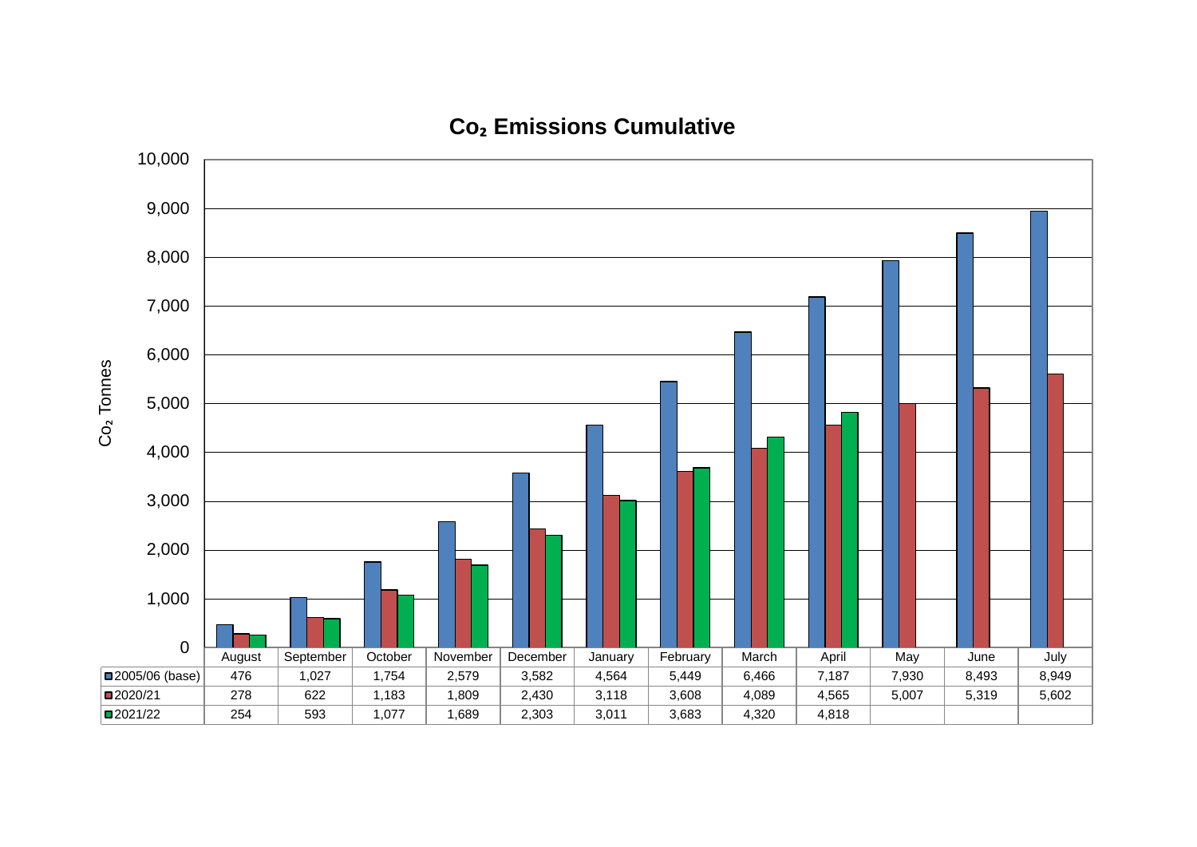## $CO_2$ Emissions Cumulative

$CO_2$ Tonnes

| | August | September | October | November | December | January | February | March | April | May | June | July |
|---|---|---|---|---|---|---|---|---|---|---|---|---|
| 2005/06 (base) | 476 | 1,027 | 1,754 | 2,579 | 3,582 | 4,564 | 5,449 | 6,466 | 7,187 | 7,930 | 8,493 | 8,949 |
| 2020/21 | 278 | 622 | 1,183 | 1,809 | 2,430 | 3,118 | 3,608 | 4,089 | 4,565 | 5,007 | 5,319 | 5,602 |
| 2021/22 | 254 | 593 | 1,077 | 1,689 | 2,303 | 3,011 | 3,683 | 4,320 | 4,818 | | | |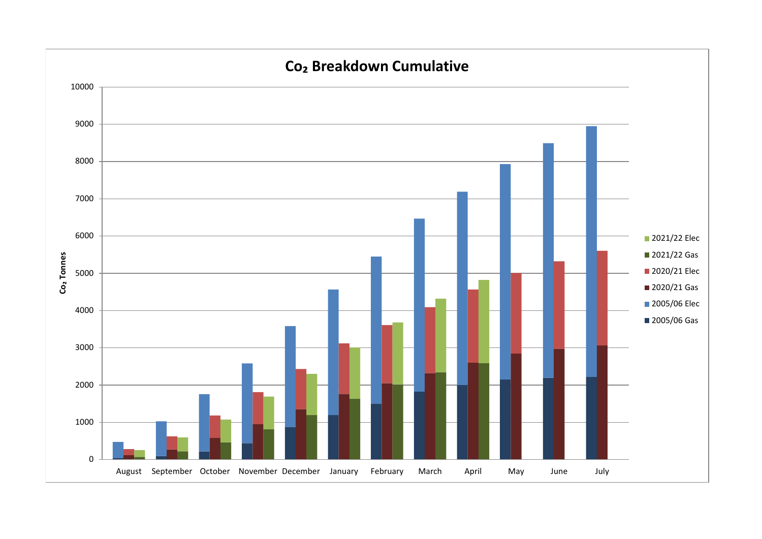## $CO_2$ Breakdown Cumulative

$CO_2$ Tonnes

| | 2005/06 Gas | 2005/06 Elec | 2020/21 Gas | 2020/21 Elec | 2021/22 Gas | 2021/22 Elec |
|---|---|---|---|---|---|---|
| August | | | | | | |
| September | | | | | | |
| October | | | | | | |
| November | | | | | | |
| December | | | | | | |
| January | | | | | | |
| February | | | | | | |
| March | | | | | | |
| April | | | | | | |
| May | | | | | | |
| June | | | | | | |
| July | | | | | | |

Y-axis: 0, 1000, 2000, 3000, 4000, 5000, 6000, 7000, 8000, 9000, 10000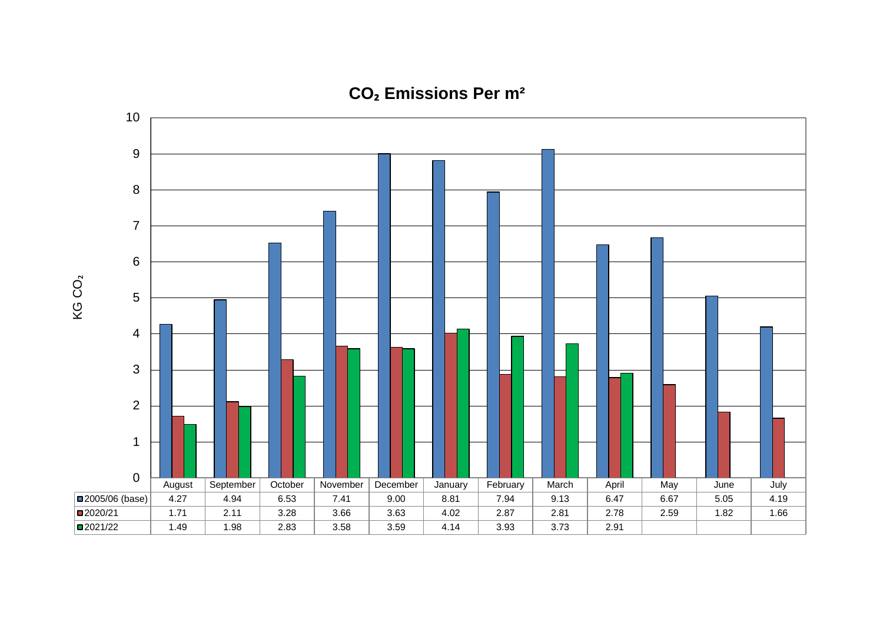## $CO_2$ Emissions Per m²

KG $CO_2$

| | August | September | October | November | December | January | February | March | April | May | June | July |
|---|---|---|---|---|---|---|---|---|---|---|---|---|
| 2005/06 (base) | 4.27 | 4.94 | 6.53 | 7.41 | 9.00 | 8.81 | 7.94 | 9.13 | 6.47 | 6.67 | 5.05 | 4.19 |
| 2020/21 | 1.71 | 2.11 | 3.28 | 3.66 | 3.63 | 4.02 | 2.87 | 2.81 | 2.78 | 2.59 | 1.82 | 1.66 |
| 2021/22 | 1.49 | 1.98 | 2.83 | 3.58 | 3.59 | 4.14 | 3.93 | 3.73 | 2.91 | | | |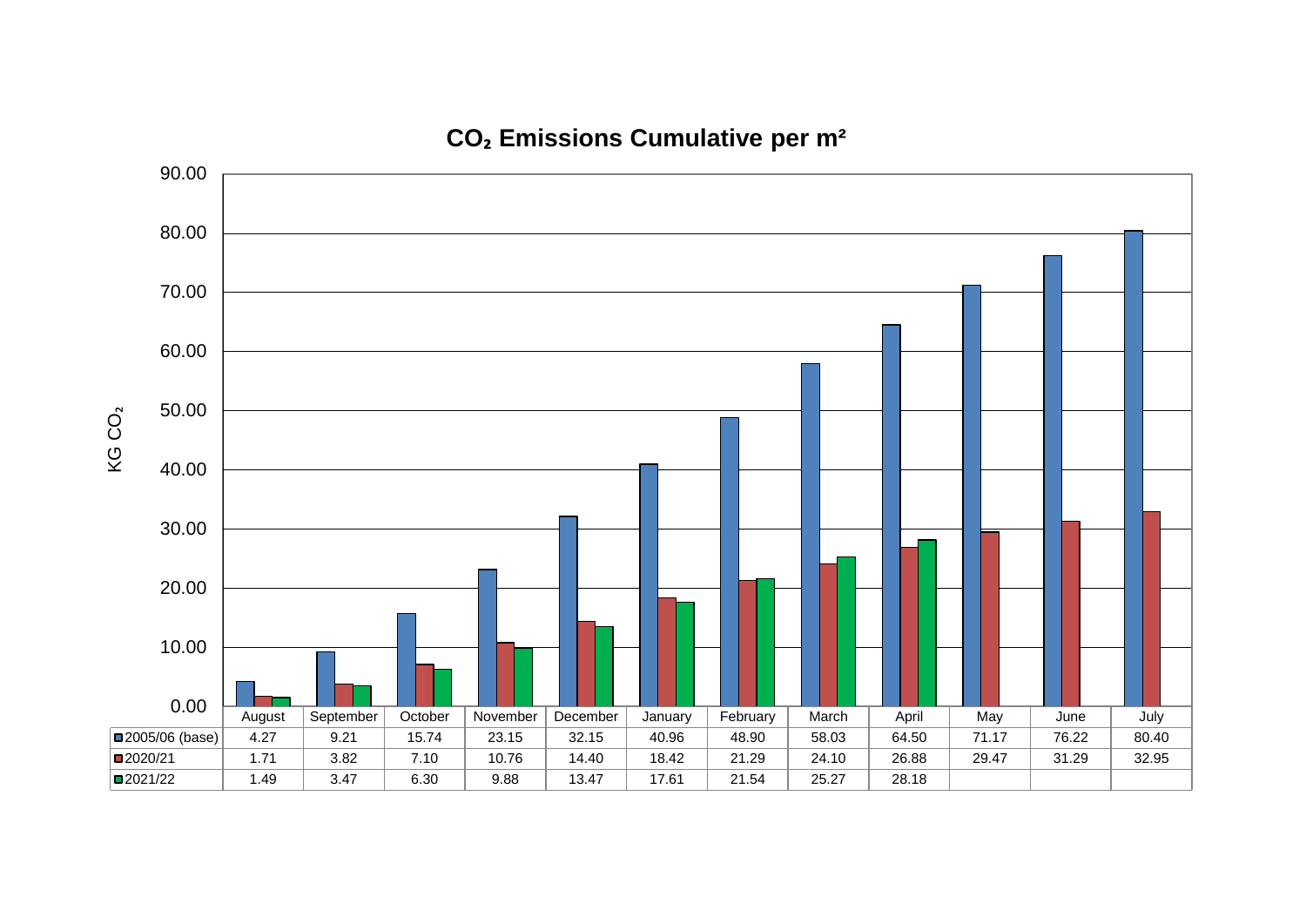## $CO_2$ Emissions Cumulative per m²

KG $CO_2$

| | August | September | October | November | December | January | February | March | April | May | June | July |
|---|---|---|---|---|---|---|---|---|---|---|---|---|
| 2005/06 (base) | 4.27 | 9.21 | 15.74 | 23.15 | 32.15 | 40.96 | 48.90 | 58.03 | 64.50 | 71.17 | 76.22 | 80.40 |
| 2020/21 | 1.71 | 3.82 | 7.10 | 10.76 | 14.40 | 18.42 | 21.29 | 24.10 | 26.88 | 29.47 | 31.29 | 32.95 |
| 2021/22 | 1.49 | 3.47 | 6.30 | 9.88 | 13.47 | 17.61 | 21.54 | 25.27 | 28.18 | | | |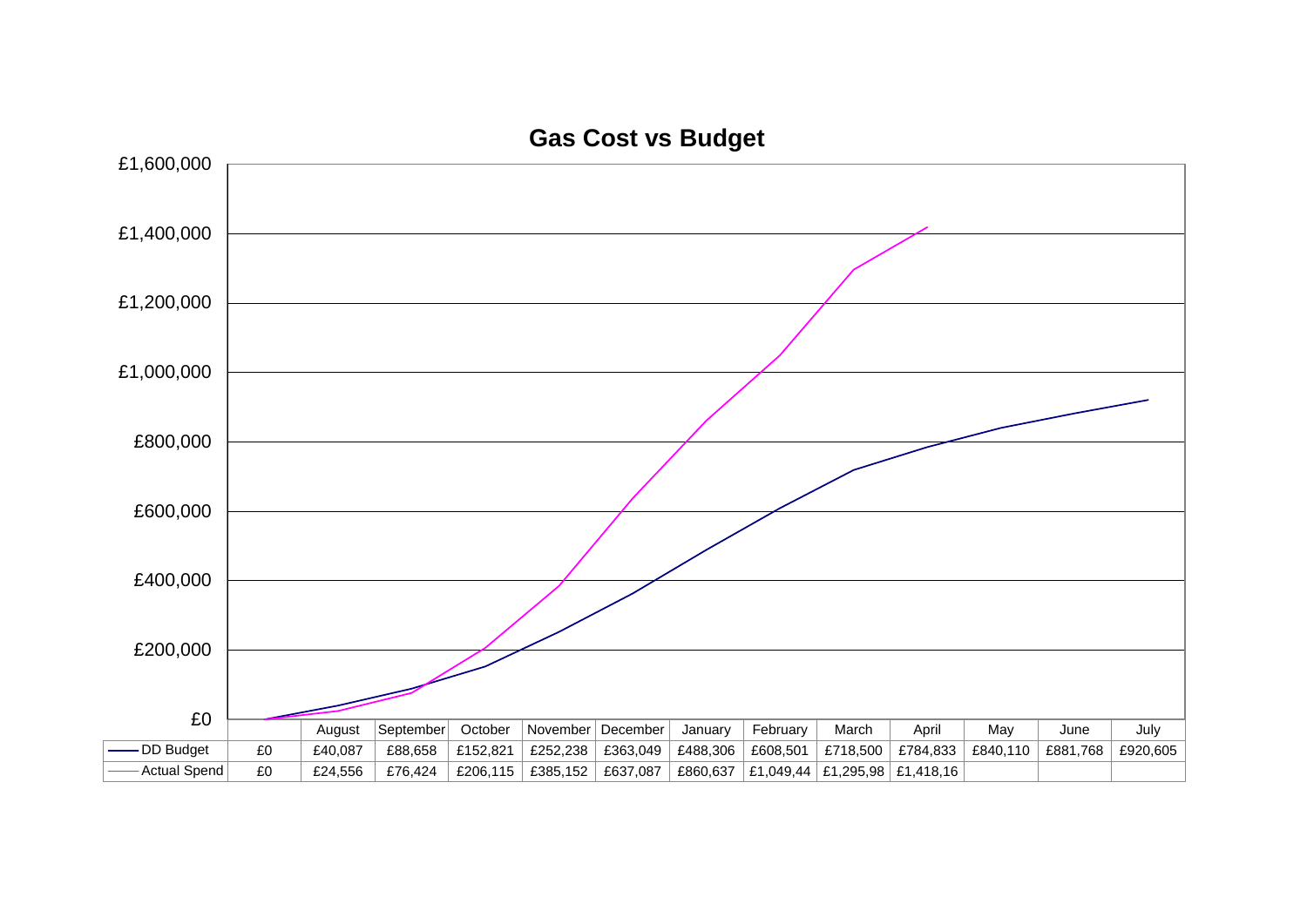# Gas Cost vs Budget

| | | August | September | October | November | December | January | February | March | April | May | June | July |
|---|---|---|---|---|---|---|---|---|---|---|---|---|---|
| DD Budget | £0 | £40,087 | £88,658 | £152,821 | £252,238 | £363,049 | £488,306 | £608,501 | £718,500 | £784,833 | £840,110 | £881,768 | £920,605 |
| Actual Spend | £0 | £24,556 | £76,424 | £206,115 | £385,152 | £637,087 | £860,637 | £1,049,44 | £1,295,98 | £1,418,16 | | | |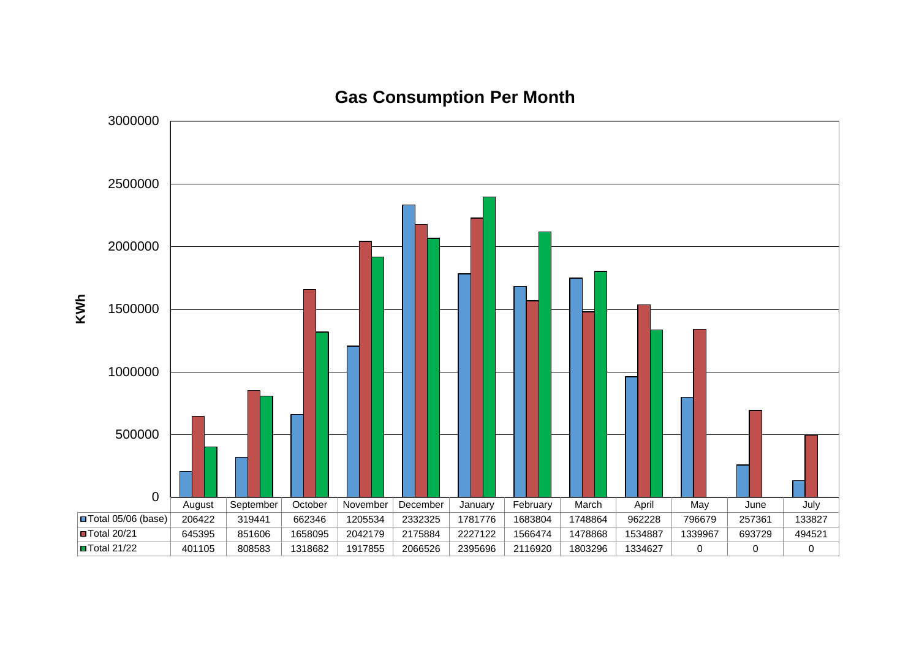## Gas Consumption Per Month

| | August | September | October | November | December | January | February | March | April | May | June | July |
|---|---|---|---|---|---|---|---|---|---|---|---|---|
| Total 05/06 (base) | 206422 | 319441 | 662346 | 1205534 | 2332325 | 1781776 | 1683804 | 1748864 | 962228 | 796679 | 257361 | 133827 |
| Total 20/21 | 645395 | 851606 | 1658095 | 2042179 | 2175884 | 2227122 | 1566474 | 1478868 | 1534887 | 1339967 | 693729 | 494521 |
| Total 21/22 | 401105 | 808583 | 1318682 | 1917855 | 2066526 | 2395696 | 2116920 | 1803296 | 1334627 | 0 | 0 | 0 |

KWh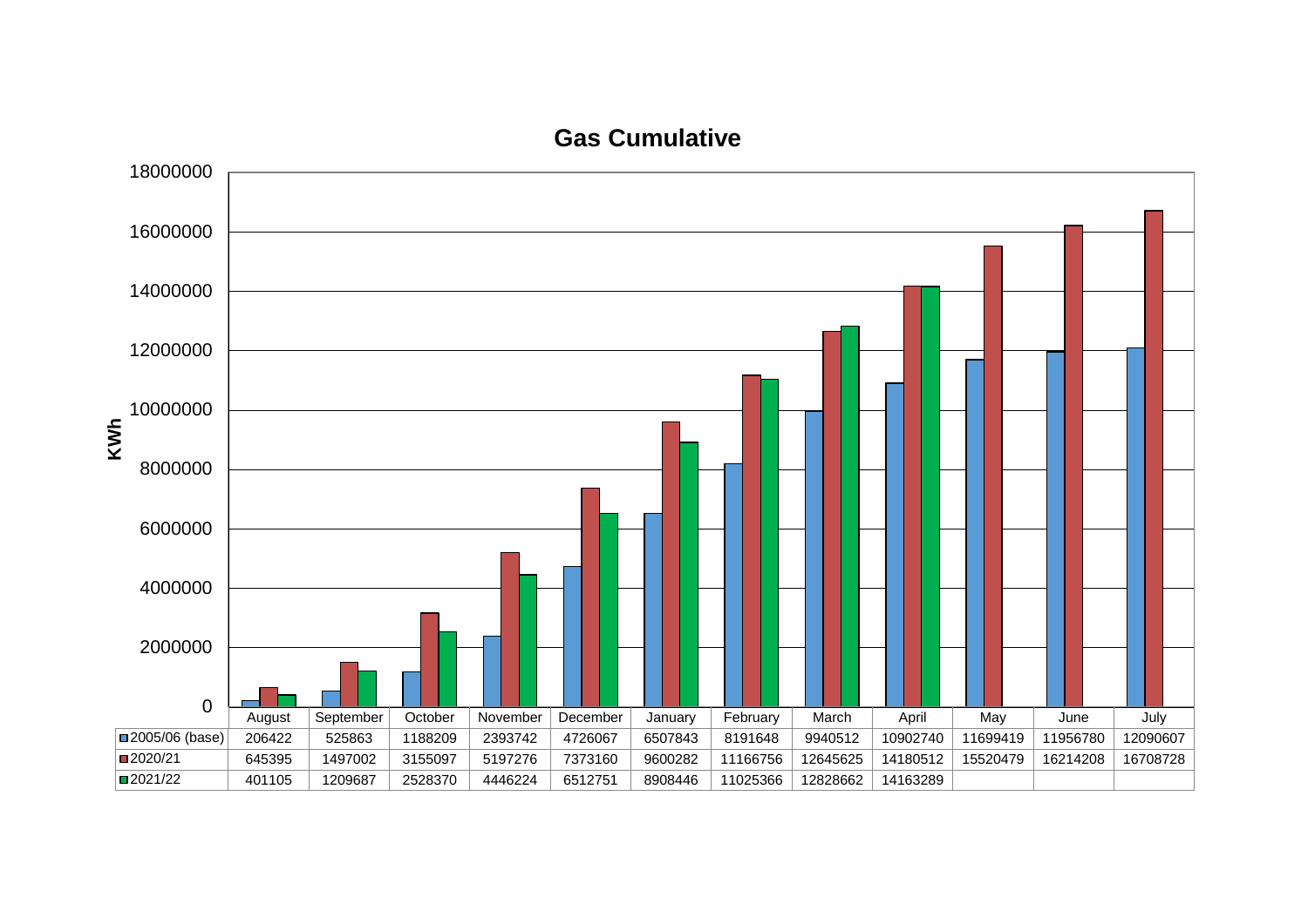## Gas Cumulative

KWh

| | August | September | October | November | December | January | February | March | April | May | June | July |
|---|---|---|---|---|---|---|---|---|---|---|---|---|
| 2005/06 (base) | 206422 | 525863 | 1188209 | 2393742 | 4726067 | 6507843 | 8191648 | 9940512 | 10902740 | 11699419 | 11956780 | 12090607 |
| 2020/21 | 645395 | 1497002 | 3155097 | 5197276 | 7373160 | 9600282 | 11166756 | 12645625 | 14180512 | 15520479 | 16214208 | 16708728 |
| 2021/22 | 401105 | 1209687 | 2528370 | 4446224 | 6512751 | 8908446 | 11025366 | 12828662 | 14163289 | | | |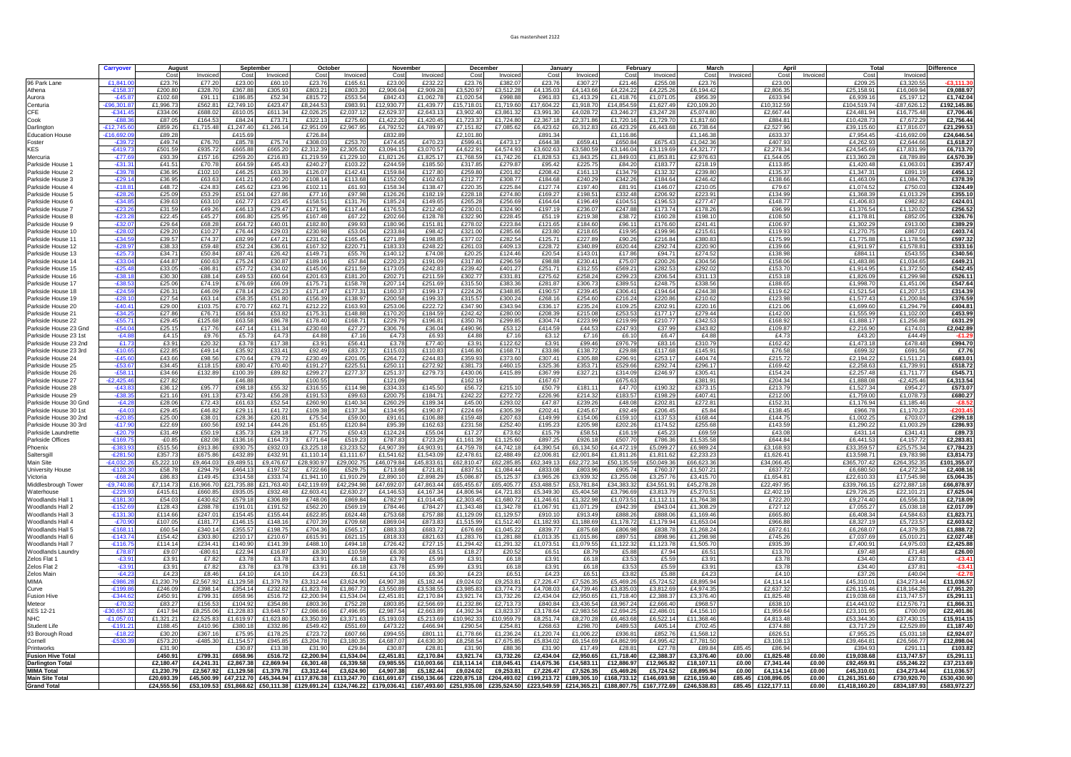# Gas mastersheet 2122

| | Carryover | August | | September | | October | | November | | December | | January | | February | | March | | April | | Total | | Difference |
|---|---|---|---|---|---|---|---|---|---|---|---|---|---|---|---|---|---|---|---|---|---|---|
| | | Cost | Invoiced | Cost | Invoiced | Cost | Invoiced | Cost | Invoiced | Cost | Invoiced | Cost | Invoiced | Cost | Invoiced | Cost | Invoiced | Cost | Invoiced | Cost | Invoiced | |
| 96 Park Lane | £1,841.00 | £23.76 | £77.20 | £23.00 | £60.10 | £23.76 | £165.61 | £23.00 | £232.22 | £23.76 | £382.07 | £23.76 | £307.27 | £21.46 | £255.08 | £23.76 | | £23.00 | | £209.25 | £3,320.55 | -£3,111.30 |
| Athena | -£158.37 | £200.80 | £328.70 | £367.88 | £305.93 | £803.21 | £803.20 | £2,906.04 | £2,909.28 | £3,520.97 | £3,512.28 | £4,135.03 | £4,143.66 | £4,224.22 | £4,225.26 | £6,194.42 | | £2,806.35 | | £25,158.91 | £16,069.94 | £9,088.97 |
| Aurora | -£45.87 | £102.68 | £91.11 | £186.85 | £52.34 | £815.72 | £553.54 | £842.43 | £1,062.78 | £1,020.54 | £998.88 | £961.83 | £1,413.29 | £1,418.76 | £1,071.05 | £956.39 | | £633.94 | | £6,939.16 | £5,197.12 | £1,742.04 |
| Centuria | -£96,301.87 | £1,996.73 | £562.81 | £2,749.10 | £423.47 | £8,244.53 | £983.91 | £12,930.77 | £1,439.77 | £15,718.01 | £1,719.60 | £17,604.22 | £1,918.70 | £14,854.59 | £1,627.49 | £20,109.20 | | £10,312.59 | | £104,519.74 | -£87,626.12 | £192,145.86 |
| CFE | -£341.45 | £334.06 | £688.02 | £610.05 | £611.34 | £2,026.25 | £2,037.12 | £2,629.37 | £2,643.13 | £3,902.40 | £3,861.32 | £3,991.30 | £4,028.72 | £3,246.27 | £3,247.28 | £5,074.80 | | £2,667.44 | | £24,481.94 | £16,775.48 | £7,706.46 |
| Cook | -£88.36 | £87.05 | £164.53 | £84.24 | £73.71 | £322.13 | £275.60 | £1,422.20 | £1,420.45 | £1,723.37 | £1,724.80 | £2,367.18 | £2,371.86 | £1,720.16 | £1,729.70 | £1,817.60 | | £884.81 | | £10,428.73 | £7,672.29 | £2,756.44 |
| Darlington | -£12,745.60 | £859.26 | £1,715.48 | £1,247.40 | £1,246.14 | £2,951.09 | £2,967.95 | £4,792.52 | £4,789.97 | £7,151.82 | £7,085.62 | £6,423.62 | £6,312.83 | £6,423.29 | £6,443.68 | £6,738.64 | | £2,527.96 | | £39,115.60 | £17,816.07 | £21,299.53 |
| Education House | -£16,692.09 | £89.28 | | £415.69 | | £726.84 | | £832.89 | | £2,101.80 | | £891.34 | | £1,116.86 | | £1,146.38 | | £633.37 | | £7,954.45 | -£16,692.09 | £24,646.54 |
| Foster | -£39.72 | £49.74 | £76.70 | £85.78 | £75.74 | £308.03 | £253.70 | £474.45 | £470.23 | £599.41 | £473.17 | £644.38 | £659.41 | £650.84 | £675.43 | £1,042.36 | | £407.93 | | £4,262.93 | £2,644.66 | £1,618.27 |
| KES | -£419.73 | £501.59 | £935.72 | £665.80 | £665.20 | £2,317.39 | £2,305.02 | £3,094.15 | £3,070.57 | £4,622.91 | £4,574.93 | £3,602.63 | £3,580.59 | £3,146.04 | £3,119.69 | £4,321.77 | | £2,278.34 | | £24,545.69 | £17,831.99 | £6,713.70 |
| Mercuria | -£77.69 | £93.39 | £157.16 | £259.20 | £216.83 | £1,219.59 | £1,229.10 | £1,821.26 | £1,825.17 | £1,768.59 | £1,742.26 | £1,828.53 | £1,843.25 | £1,849.03 | £1,853.81 | £2,976.63 | | £1,544.05 | | £13,360.28 | £8,789.89 | £4,570.39 |
| Parkside House 1 | -£31.31 | £41.51 | £70.78 | £64.59 | £45.43 | £240.27 | £103.22 | £244.59 | £185.50 | £317.85 | £279.87 | £95.42 | £225.75 | £84.20 | £183.77 | £218.19 | | £113.85 | | £1,420.48 | £1,063.01 | £357.47 |
| Parkside House 2 | -£39.78 | £36.95 | £102.10 | £46.25 | £63.39 | £126.07 | £142.41 | £159.84 | £127.80 | £259.80 | £201.82 | £208.42 | £161.13 | £134.79 | £132.32 | £239.80 | | £135.37 | | £1,347.31 | £891.19 | £456.12 |
| Parkside House 3 | -£29.14 | £36.95 | £63.63 | £41.21 | £40.20 | £108.14 | £113.68 | £152.00 | £162.63 | £212.77 | £308.77 | £184.68 | £240.29 | £342.26 | £184.64 | £246.42 | | £138.66 | | £1,463.09 | £1,084.70 | £378.39 |
| Parkside House 4 | -£18.81 | £48.72 | -£24.83 | £45.62 | £23.96 | £102.11 | £61.93 | £158.34 | £138.47 | £220.35 | £225.84 | £127.74 | £197.40 | £81.91 | £146.07 | £210.05 | | £79.67 | | £1,074.52 | £750.03 | £324.49 |
| Parkside House 5 | -£28.26 | £25.09 | £53.29 | £51.04 | £27.86 | £77.16 | £97.98 | £126.26 | £182.19 | £228.18 | £274.80 | £169.27 | £198.51 | £332.48 | £206.92 | £223.91 | | £134.99 | | £1,368.39 | £1,013.29 | £355.10 |
| Parkside House 6 | -£34.85 | £39.63 | £63.10 | £62.77 | £23.45 | £158.51 | £131.76 | £185.24 | £149.65 | £265.28 | £256.69 | £164.64 | £196.49 | £104.51 | £196.53 | £277.47 | | £148.77 | | £1,406.83 | £982.82 | £424.01 |
| Parkside House 7 | -£23.26 | £31.59 | £49.26 | £46.13 | £29.47 | £171.96 | £117.44 | £176.53 | £212.40 | £230.01 | £324.90 | £197.19 | £236.07 | £247.88 | £173.74 | £178.26 | | £96.99 | | £1,376.54 | £1,120.02 | £256.52 |
| Parkside House 8 | -£23.28 | £22.45 | £45.27 | £66.80 | £25.95 | £167.48 | £67.22 | £202.66 | £128.78 | £322.90 | £228.45 | £51.19 | £219.38 | £38.72 | £160.28 | £198.10 | | £108.50 | | £1,178.81 | £852.05 | £326.76 |
| Parkside House 9 | -£32.07 | £29.64 | £68.28 | £64.72 | £40.01 | £182.80 | £99.93 | £180.96 | £151.81 | £278.02 | £223.84 | £121.65 | £184.60 | £96.11 | £176.60 | £241.41 | | £106.97 | | £1,302.29 | £913.00 | £389.29 |
| Parkside House 10 | -£28.02 | £29.20 | £10.27 | £76.44 | £29.03 | £230.98 | £53.04 | £233.84 | £98.42 | £321.00 | £285.66 | £23.80 | £218.65 | £19.95 | £199.96 | £215.61 | | £119.93 | | £1,270.75 | £867.01 | £403.74 |
| Parkside House 11 | -£34.59 | £39.57 | £74.37 | £82.99 | £47.21 | £231.62 | £165.45 | £271.89 | £198.85 | £377.02 | £282.54 | £125.71 | £227.89 | £90.26 | £216.84 | £380.83 | | £175.99 | | £1,775.88 | £1,178.56 | £597.32 |
| Parkside House 12 | -£28.97 | £38.33 | £59.48 | £52.24 | £36.61 | £167.32 | £220.71 | £183.33 | £248.22 | £261.03 | £409.13 | £228.72 | £340.89 | £620.44 | £292.74 | £220.90 | | £139.66 | | £1,911.97 | £1,578.81 | £333.16 |
| Parkside House 13 | -£25.73 | £34.71 | £50.84 | £87.41 | £26.42 | £149.71 | £55.76 | £140.12 | £74.08 | £20.25 | £124.46 | £20.54 | £143.01 | £17.86 | £94.71 | £274.52 | | £138.98 | | £884.11 | £543.55 | £340.56 |
| Parkside House 14 | -£33.04 | £44.87 | £60.63 | £75.24 | £30.87 | £189.16 | £57.84 | £220.23 | £191.09 | £317.80 | £296.59 | £98.88 | £230.41 | £75.07 | £200.26 | £304.56 | | £158.06 | | £1,483.86 | £1,034.65 | £449.21 |
| Parkside House 15 | -£25.48 | £33.05 | £86.81 | £57.72 | £34.02 | £145.06 | £211.59 | £173.05 | £242.83 | £239.42 | £401.27 | £251.71 | £312.55 | £569.21 | £282.53 | £292.02 | | £153.70 | | £1,914.95 | £1,372.50 | £542.45 |
| Parkside House 16 | -£38.18 | £30.30 | £88.14 | £49.53 | £60.64 | £201.63 | £181.20 | £202.71 | £211.59 | £302.77 | £331.81 | £275.62 | £258.24 | £299.23 | £206.54 | £311.13 | | £153.18 | | £1,826.09 | £1,299.98 | £526.11 |
| Parkside House 17 | -£38.53 | £25.06 | £74.19 | £76.69 | £66.09 | £175.71 | £158.78 | £207.14 | £251.69 | £315.50 | £383.36 | £281.87 | £306.73 | £389.51 | £248.75 | £338.56 | | £188.65 | | £1,998.70 | £1,451.06 | £547.64 |
| Parkside House 18 | -£24.59 | £26.31 | £46.09 | £78.14 | £26.23 | £171.47 | £177.31 | £160.37 | £199.17 | £224.26 | £348.85 | £190.57 | £239.45 | £306.41 | £194.64 | £244.38 | | £119.62 | | £1,521.54 | £1,207.15 | £314.39 |
| Parkside House 19 | -£28.10 | £27.54 | £63.14 | £58.35 | £51.80 | £156.39 | £138.97 | £200.58 | £199.33 | £315.57 | £300.24 | £268.16 | £254.60 | £216.24 | £220.86 | £210.62 | | £123.98 | | £1,577.43 | £1,200.84 | £376.59 |
| Parkside House 20 | -£40.41 | £29.00 | £103.75 | £70.77 | £62.71 | £212.22 | £163.93 | £253.06 | £222.72 | £347.90 | £343.94 | £336.17 | £235.24 | £109.25 | £202.91 | £220.16 | | £121.06 | | £1,699.60 | £1,294.79 | £404.81 |
| Parkside House 21 | -£34.25 | £27.86 | £76.71 | £56.84 | £53.82 | £175.31 | £148.88 | £170.20 | £184.59 | £242.42 | £280.00 | £208.39 | £215.08 | £253.53 | £177.17 | £279.44 | | £142.00 | | £1,555.99 | £1,102.00 | £453.99 |
| Parkside House 22 | -£55.71 | £29.45 | £125.68 | £63.58 | £86.78 | £178.40 | £168.71 | £229.79 | £196.81 | £350.78 | £299.85 | £304.74 | £223.99 | £219.99 | £210.77 | £342.53 | | £168.92 | | £1,888.17 | £1,256.88 | £631.29 |
| Parkside House 23 Gnd | -£54.04 | £25.15 | £17.76 | £47.14 | £11.34 | £230.68 | £27.27 | £306.76 | £36.04 | £490.96 | £53.12 | £414.59 | £44.53 | £247.93 | £37.99 | £343.82 | | £109.87 | | £2,216.90 | £174.01 | £2,042.89 |
| Parkside House 23 1st | -£4.88 | £4.15 | £9.76 | £5.73 | £4.73 | £4.88 | £7.16 | £4.73 | £6.93 | £4.88 | £7.16 | £3.12 | £7.16 | £6.10 | £6.47 | £4.88 | | £4.73 | | £43.20 | £44.49 | -£1.29 |
| Parkside House 23 2nd | £1.73 | £3.91 | £20.32 | £3.78 | £17.38 | £3.91 | £56.41 | £3.78 | £77.40 | £3.91 | £122.62 | £3.91 | £99.46 | £976.79 | £83.16 | £310.79 | | £162.42 | | £1,473.18 | £478.48 | £994.70 |
| Parkside House 23 3rd | -£10.65 | £22.85 | £49.14 | £35.92 | £33.41 | £92.49 | £83.72 | £115.03 | £110.83 | £146.80 | £168.71 | £33.86 | £138.72 | £29.88 | £117.68 | £145.91 | | £76.58 | | £699.32 | £691.56 | £7.76 |
| Parkside House 24 | -£45.60 | £43.86 | £98.56 | £70.64 | £79.72 | £230.49 | £201.05 | £264.72 | £244.83 | £359.93 | £373.60 | £307.41 | £305.88 | £296.91 | £253.17 | £404.56 | | £215.72 | | £2,194.22 | £1,511.21 | £683.01 |
| Parkside House 25 | -£53.67 | £34.45 | £118.15 | £80.47 | £70.40 | £191.27 | £225.51 | £250.11 | £272.92 | £381.73 | £460.15 | £325.36 | £353.71 | £529.66 | £292.74 | £296.17 | | £169.42 | | £2,258.63 | £1,739.91 | £518.72 |
| Parkside House 26 | -£58.11 | £34.66 | £132.89 | £100.39 | £89.82 | £299.27 | £277.37 | £251.37 | £279.73 | £430.06 | £415.89 | £367.99 | £327.21 | £314.09 | £246.97 | £305.41 | | £154.24 | | £2,257.48 | £1,711.77 | £545.71 |
| Parkside House 27 | -£2,425.46 | £27.82 | | £46.88 | | £100.55 | | £121.09 | | £162.19 | | £167.67 | | £675.63 | | £381.91 | | £204.34 | | £1,888.08 | -£2,425.46 | £4,313.54 |
| Parkside House 28 | -£43.83 | £36.12 | £95.77 | £98.18 | £55.32 | £316.55 | £114.98 | £334.33 | £145.50 | £56.72 | £215.10 | £50.79 | £181.11 | £47.70 | £190.32 | £373.15 | | £213.79 | | £1,527.34 | £954.27 | £573.07 |
| Parkside House 29 | -£38.35 | £21.16 | £91.13 | £73.42 | £56.28 | £191.53 | £99.63 | £200.75 | £184.71 | £242.22 | £272.72 | £226.96 | £214.32 | £183.57 | £198.29 | £407.41 | | £212.00 | | £1,759.00 | £1,078.73 | £680.27 |
| Parkside House 30 Gnd | -£4.28 | £28.06 | £72.43 | £61.63 | £52.54 | £260.90 | £140.34 | £260.29 | £189.34 | £45.00 | £293.02 | £47.87 | £239.26 | £48.08 | £202.81 | £272.81 | | £152.31 | | £1,176.94 | £1,185.46 | -£8.52 |
| Parkside House 30 1st | -£4.03 | £29.45 | £46.82 | £29.11 | £41.72 | £109.38 | £137.34 | £134.95 | £190.87 | £224.69 | £305.39 | £202.41 | £245.67 | £92.49 | £206.45 | £5.84 | | £138.45 | | £966.78 | £1,170.23 | -£203.45 |
| Parkside House 30 2nd | -£20.85 | £25.00 | £38.01 | £28.36 | £20.81 | £75.54 | £59.00 | £91.61 | £106.88 | £159.48 | £207.63 | £149.99 | £154.06 | £159.10 | £137.53 | £168.44 | | £144.75 | | £1,002.25 | £703.07 | £299.18 |
| Parkside House 30 3rd | -£17.90 | £22.69 | £60.56 | £92.14 | £44.26 | £51.65 | £120.84 | £95.39 | £162.63 | £231.58 | £252.40 | £195.23 | £205.98 | £202.26 | £174.52 | £255.68 | | £143.59 | | £1,290.22 | £1,003.29 | £286.93 |
| Parkside Laundrette | -£20.79 | £31.49 | £50.19 | £35.73 | £29.18 | £77.75 | £50.43 | £124.24 | £55.04 | £17.27 | £73.62 | £15.79 | £58.51 | £16.19 | £45.23 | £69.59 | | £43.08 | | £431.14 | £341.41 | £89.73 |
| Parkside Offices | -£169.75 | -£0.85 | £82.08 | £136.16 | £164.73 | £771.64 | £519.23 | £787.83 | £723.29 | £1,161.39 | £1,125.60 | £897.25 | £926.18 | £507.70 | £786.36 | £1,535.58 | | £644.84 | | £6,441.53 | £4,157.72 | £2,283.81 |
| Phoenix | -£383.93 | £515.56 | £913.86 | £930.75 | £932.03 | £3,225.18 | £3,233.52 | £4,907.39 | £4,903.91 | £4,769.78 | £4,742.18 | £4,390.54 | £6,134.50 | £4,472.19 | £5,099.27 | £6,989.24 | | £3,168.93 | | £33,359.57 | £25,575.34 | £7,784.23 |
| Saltersgill | -£281.50 | £357.73 | £675.86 | £432.89 | £432.91 | £1,110.14 | £1,111.67 | £1,541.62 | £1,543.09 | £2,478.61 | £2,488.49 | £2,006.81 | £2,001.84 | £1,811.26 | £1,811.62 | £2,233.23 | | £1,626.41 | | £13,598.71 | £9,783.98 | £3,814.73 |
| Main Site | -£4,032.26 | £5,222.10 | £9,464.03 | £9,489.51 | £9,476.67 | £28,930.97 | £29,002.75 | £46,079.84 | £45,833.61 | £62,810.47 | £62,285.85 | £62,349.13 | £62,272.34 | £50,135.59 | £50,049.36 | £66,623.36 | | £34,066.45 | | £365,707.42 | £264,352.35 | £101,355.07 |
| University House | -£120.30 | £58.78 | £294.79 | £464.13 | £197.52 | £722.66 | £529.75 | £713.68 | £721.81 | £837.51 | £1,084.44 | £833.08 | £803.96 | £905.74 | £760.37 | £1,507.21 | | £637.72 | | £6,680.50 | £4,272.34 | £2,408.16 |
| Victoria | -£68.24 | £86.83 | £149.45 | £314.58 | £333.74 | £1,941.10 | £1,910.29 | £2,890.10 | £2,896.29 | £5,086.87 | £5,125.37 | £3,965.26 | £3,939.32 | £3,255.08 | £3,257.76 | £3,415.70 | | £1,654.81 | | £22,610.33 | £17,545.98 | £5,064.35 |
| Middlesbrough Tower | -£9,740.86 | £7,114.73 | £16,966.70 | £21,735.88 | £21,763.40 | £42,119.69 | £42,294.98 | £47,692.07 | £47,863.44 | £65,455.67 | £65,405.77 | £53,488.57 | £53,781.84 | £34,383.32 | £34,551.91 | £45,278.28 | | £22,497.95 | | £339,766.15 | £272,887.18 | £66,878.97 |
| Waterhouse | -£229.93 | £415.61 | £660.85 | £935.05 | £932.48 | £2,603.41 | £2,630.27 | £4,146.53 | £4,167.34 | £4,806.94 | £4,721.83 | £5,349.30 | £5,404.58 | £3,796.69 | £3,813.79 | £5,270.51 | | £2,402.19 | | £29,726.25 | £22,101.21 | £7,625.04 |
| Woodlands Hall 1 | -£181.30 | £54.03 | £430.62 | £579.18 | £306.89 | £748.06 | £869.84 | £782.97 | £1,014.45 | £2,303.45 | £1,680.72 | £1,246.61 | £1,322.98 | £1,073.51 | £1,112.11 | £1,764.38 | | £722.20 | | £9,274.40 | £6,556.31 | £2,718.09 |
| Woodlands Hall 2 | -£152.69 | £128.43 | £288.78 | £191.01 | £191.52 | £562.20 | £569.19 | £784.46 | £784.27 | £1,343.48 | £1,342.78 | £1,067.91 | £1,071.29 | £942.39 | £943.04 | £1,308.29 | | £727.12 | | £7,055.27 | £5,038.18 | £2,017.09 |
| Woodlands Hall 3 | -£131.30 | £114.66 | £247.01 | £154.45 | £155.44 | £622.85 | £624.48 | £753.68 | £757.88 | £1,129.09 | £1,129.57 | £910.10 | £913.49 | £888.26 | £888.06 | £1,169.46 | | £665.80 | | £6,408.34 | £4,584.63 | £1,823.71 |
| Woodlands Hall 4 | -£70.90 | £107.05 | £181.77 | £146.15 | £148.16 | £707.39 | £709.68 | £869.04 | £873.83 | £1,515.99 | £1,512.40 | £1,182.93 | £1,188.69 | £1,178.72 | £1,179.94 | £1,653.04 | | £966.88 | | £8,327.19 | £5,723.57 | £2,603.62 |
| Woodlands Hall 5 | -£168.11 | £60.54 | £340.14 | £355.57 | £198.75 | £704.36 | £565.17 | £883.33 | £683.72 | £676.69 | £1,045.22 | £839.77 | £875.68 | £806.98 | £838.78 | £1,268.24 | | £672.61 | | £6,268.07 | £4,379.35 | £1,888.72 |
| Woodlands Hall 6 | -£143.74 | £154.42 | £303.80 | £210.17 | £210.67 | £615.91 | £621.15 | £818.33 | £821.63 | £1,283.76 | £1,281.88 | £1,013.35 | £1,015.86 | £897.51 | £898.96 | £1,298.98 | | £745.26 | | £7,037.69 | £5,010.21 | £2,027.48 |
| Woodlands Hall 7 | -£116.75 | £114.14 | £234.41 | £140.90 | £141.39 | £488.10 | £494.18 | £726.42 | £727.15 | £1,294.42 | £1,291.32 | £1,073.51 | £1,079.55 | £1,122.32 | £1,123.78 | £1,505.70 | | £935.39 | | £7,400.91 | £4,975.03 | £2,425.88 |
| Woodlands Laundry | £78.87 | £9.07 | -£80.61 | £22.94 | £16.87 | £8.30 | £10.59 | £6.30 | £8.51 | £18.27 | £20.52 | £6.51 | £8.79 | £5.88 | £7.94 | £6.51 | | £13.70 | | £97.48 | £71.48 | £26.00 |
| Zelos Flat 1 | -£3.91 | £3.91 | £7.82 | £3.78 | £3.78 | £3.91 | £6.18 | £3.78 | £5.99 | £3.91 | £6.18 | £3.53 | £5.59 | £3.91 | | £3.78 | | | | £34.40 | £37.81 | -£3.41 |
| Zelos Flat 2 | -£3.91 | £3.91 | £7.82 | £3.78 | £3.78 | £3.91 | £6.18 | £3.78 | £5.99 | £3.91 | £6.18 | £3.53 | £5.59 | £3.91 | | £3.78 | | | | £34.40 | £37.81 | -£3.41 |
| Zelos Main | -£4.23 | £4.23 | £8.46 | £4.10 | £4.10 | £4.23 | £6.51 | £4.10 | £6.30 | £4.23 | £6.51 | £4.23 | £6.51 | £3.82 | £5.88 | £4.23 | | £4.10 | | £37.26 | £40.04 | -£2.78 |
| MIMA | -£986.28 | £1,230.79 | £2,567.92 | £1,129.58 | £1,379.78 | £3,312.44 | £3,624.90 | £4,907.38 | £5,182.44 | £9,024.02 | £9,253.81 | £7,226.47 | £7,526.35 | £5,469.26 | £5,724.52 | £8,895.94 | | £4,114.14 | | £45,310.01 | £34,273.44 | £11,036.57 |
| Curve | -£199.86 | £246.09 | £398.14 | £354.14 | £232.82 | £1,823.78 | £1,867.73 | £3,550.89 | £3,538.55 | £3,985.83 | £3,774.73 | £4,708.03 | £4,739.46 | £3,835.03 | £3,812.69 | £4,974.35 | | £2,637.32 | | £26,115.46 | £18,164.26 | £7,951.20 |
| Fusion Hive | -£344.62 | £450.91 | £799.31 | £658.96 | £516.72 | £2,200.94 | £1,534.04 | £2,451.81 | £2,170.84 | £3,921.74 | £3,732.26 | £2,434.04 | £2,950.65 | £1,718.40 | £2,388.37 | £3,376.40 | | £1,825.48 | | £19,038.68 | £13,747.57 | £5,291.11 |
| Meteor | -£70.32 | £83.27 | £156.53 | £104.92 | £354.86 | £803.36 | £752.28 | £803.85 | £2,566.69 | £1,232.86 | £2,713.73 | £840.84 | £3,436.54 | £8,967.24 | £2,666.40 | £968.57 | | £638.10 | | £14,443.02 | £12,576.71 | £1,866.31 |
| KES 12-21 | -£30,657.32 | £417.94 | £8,255.06 | £1,228.83 | £3,648.57 | £2,086.66 | £7,496.95 | £2,987.54 | £2,663.89 | £4,392.34 | £3,823.37 | £3,178.64 | £2,983.56 | £2,694.25 | £2,486.01 | £4,156.10 | | £1,959.64 | | £23,101.95 | £700.09 | £22,401.86 |
| NHC | -£1,057.01 | £1,321.21 | £2,525.83 | £1,619.97 | £1,623.80 | £3,350.39 | £3,371.63 | £5,193.03 | £5,213.69 | £10,962.33 | £10,959.79 | £8,251.74 | £8,270.28 | £6,463.68 | £6,522.14 | £11,368.46 | | £4,813.48 | | £53,344.30 | £37,430.15 | £15,914.15 |
| Student Life | -£191.21 | £188.45 | £410.96 | £380.18 | £332.86 | £549.42 | £551.69 | £473.22 | £466.94 | £290.54 | £254.81 | £268.63 | £298.70 | £489.53 | £405.14 | £702.45 | | £374.88 | | £3,717.29 | £2,529.89 | £1,187.40 |
| 93 Borough Road | -£18.22 | £30.20 | £367.16 | £75.95 | £178.25 | £723.72 | £607.66 | £994.55 | £801.11 | £1,778.66 | £1,236.24 | £1,220.74 | £1,006.22 | £936.81 | £852.76 | £1,568.12 | | £626.51 | | £7,955.25 | £5,031.18 | £2,924.07 |
| Cornell | -£530.39 | £573.20 | -£485.30 | £1,154.57 | £945.85 | £3,204.78 | £3,180.35 | £4,687.07 | £4,630.30 | £8,258.54 | £7,675.85 | £5,834.02 | £6,154.69 | £4,862.99 | £4,995.42 | £7,781.50 | | £3,108.13 | | £39,464.81 | £26,566.77 | £12,898.04 |
| Printworks | | £31.90 | | £30.87 | £13.38 | £31.90 | £29.84 | £30.87 | £23.81 | £31.90 | £88.36 | £31.90 | £17.49 | £28.81 | £27.78 | £89.84 | £85.45 | £86.94 | | £394.93 | £291.11 | £103.82 |
| **Fusion Hive Total** | | **£450.91** | **£799.31** | **£658.96** | **£516.72** | **£2,200.94** | **£1,534.04** | **£2,451.81** | **£2,170.84** | **£3,921.74** | **£3,732.26** | **£2,434.04** | **£2,950.65** | **£1,718.40** | **£2,388.37** | **£3,376.40** | **£0.00** | **£1,825.48** | **£0.00** | **£19,038.68** | **£13,747.57** | **£5,291.11** |
| **Darlington Total** | | **£2,180.47** | **£4,241.31** | **£2,867.38** | **£2,869.94** | **£6,301.48** | **£6,339.58** | **£9,985.55** | **£10,003.66** | **£18,114.14** | **£18,045.41** | **£14,675.36** | **£14,583.11** | **£12,886.97** | **£12,965.82** | **£18,107.11** | **£0.00** | **£7,341.44** | **£0.00** | **£92,459.91** | **£55,246.22** | **£37,213.69** |
| **MIMA Total** | | **£1,230.79** | **£2,567.92** | **£1,129.58** | **£1,379.78** | **£3,312.44** | **£3,624.90** | **£4,907.38** | **£5,182.44** | **£9,024.02** | **£9,253.81** | **£7,226.47** | **£7,526.35** | **£5,469.26** | **£5,724.52** | **£8,895.94** | **£0.00** | **£4,114.14** | **£0.00** | **£45,310.01** | **£34,273.44** | **£11,036.57** |
| **Main Site Total** | | **£20,693.39** | **£45,500.99** | **£47,212.70** | **£45,344.04** | **£117,876.26** | **£113,247.70** | **£161,691.67** | **£150,136.66** | **£220,875.18** | **£204,493.02** | **£199,213.72** | **£189,305.10** | **£168,733.12** | **£146,693.98** | **£216,159.40** | **£85.45** | **£108,896.05** | **£0.00** | **£1,261,351.60** | **£730,920.70** | **£530,430.90** |
| **Grand Total** | | **£24,555.56** | **£53,109.53** | **£51,868.62** | **£50,111.38** | **£129,691.24** | **£124,746.22** | **£179,036.41** | **£167,493.60** | **£251,935.08** | **£235,524.50** | **£223,549.59** | **£214,365.21** | **£188,807.75** | **£167,772.69** | **£246,538.83** | **£85.45** | **£122,177.11** | **£0.00** | **£1,418,160.20** | **£834,187.93** | **£583,972.27** |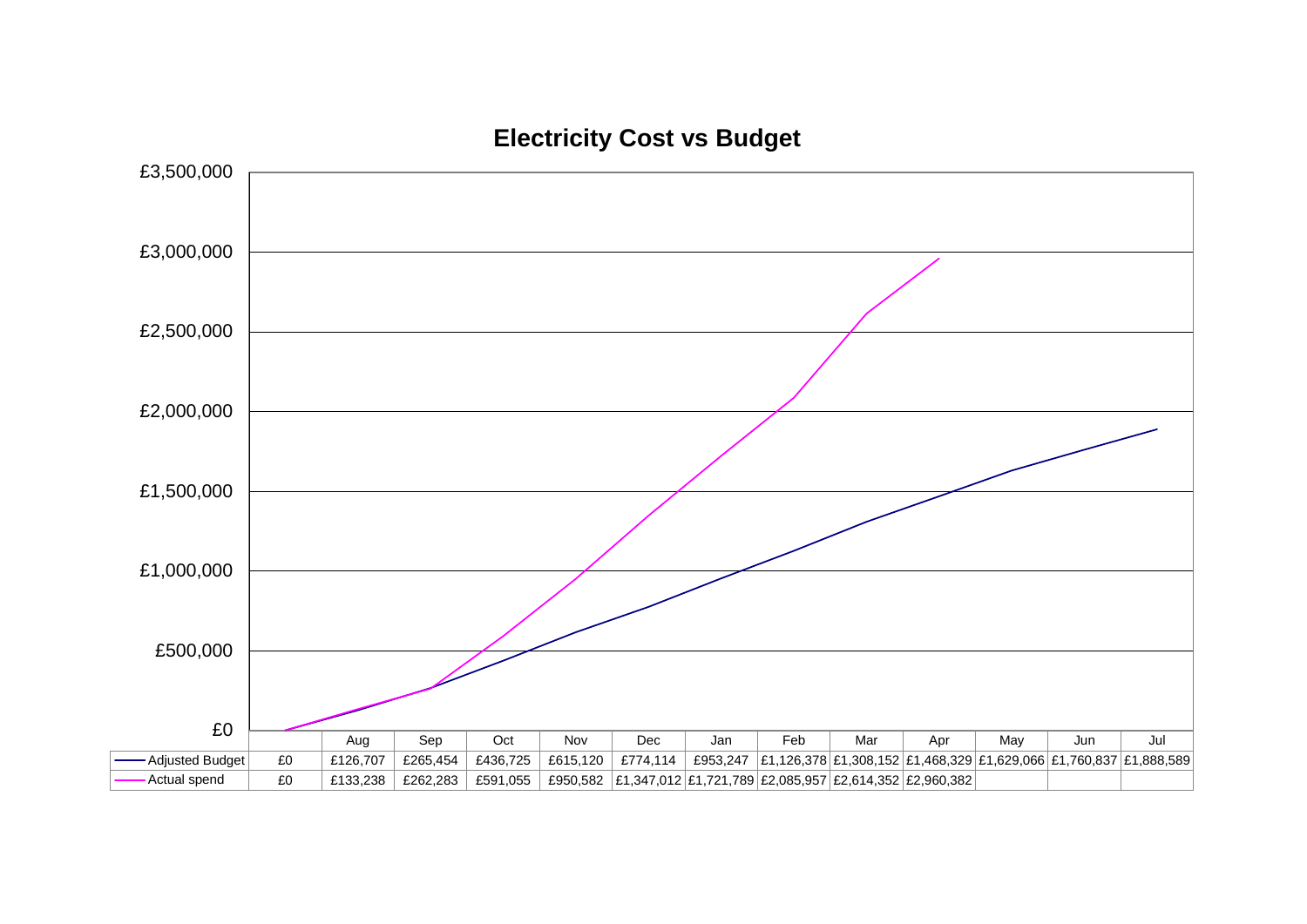# Electricity Cost vs Budget

|  |  | Aug | Sep | Oct | Nov | Dec | Jan | Feb | Mar | Apr | May | Jun | Jul |
|---|---|---|---|---|---|---|---|---|---|---|---|---|---|
| Adjusted Budget | £0 | £126,707 | £265,454 | £436,725 | £615,120 | £774,114 | £953,247 | £1,126,378 | £1,308,152 | £1,468,329 | £1,629,066 | £1,760,837 | £1,888,589 |
| Actual spend | £0 | £133,238 | £262,283 | £591,055 | £950,582 | £1,347,012 | £1,721,789 | £2,085,957 | £2,614,352 | £2,960,382 |  |  |  |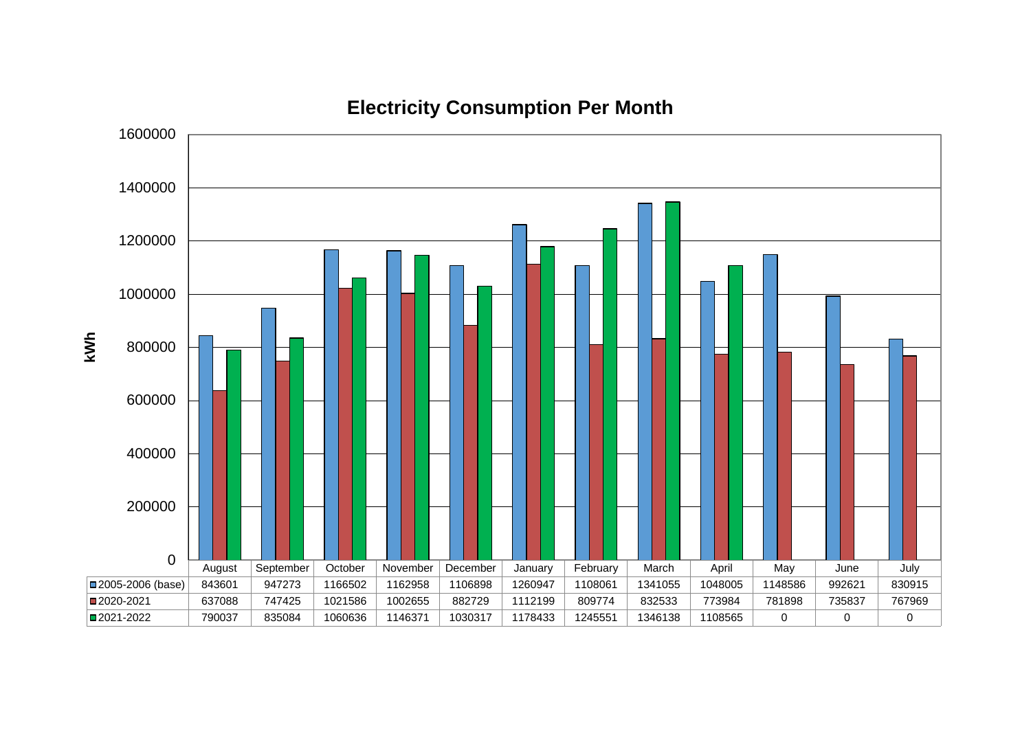## Electricity Consumption Per Month

kWh

| | August | September | October | November | December | January | February | March | April | May | June | July |
|---|---|---|---|---|---|---|---|---|---|---|---|---|
| 2005-2006 (base) | 843601 | 947273 | 1166502 | 1162958 | 1106898 | 1260947 | 1108061 | 1341055 | 1048005 | 1148586 | 992621 | 830915 |
| 2020-2021 | 637088 | 747425 | 1021586 | 1002655 | 882729 | 1112199 | 809774 | 832533 | 773984 | 781898 | 735837 | 767969 |
| 2021-2022 | 790037 | 835084 | 1060636 | 1146371 | 1030317 | 1178433 | 1245551 | 1346138 | 1108565 | 0 | 0 | 0 |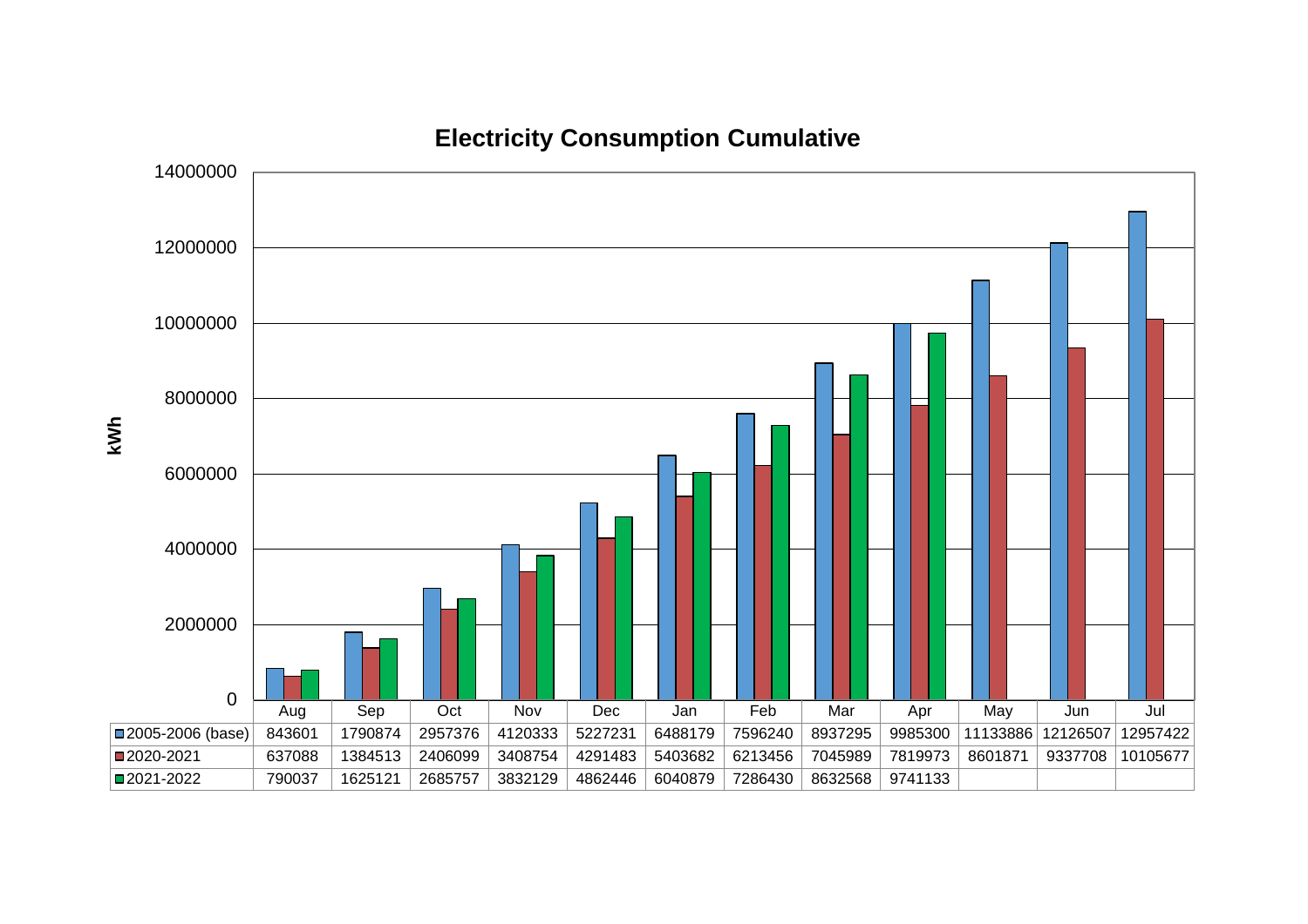## Electricity Consumption Cumulative

| kWh | Aug | Sep | Oct | Nov | Dec | Jan | Feb | Mar | Apr | May | Jun | Jul |
|---|---|---|---|---|---|---|---|---|---|---|---|---|
| 2005-2006 (base) | 843601 | 1790874 | 2957376 | 4120333 | 5227231 | 6488179 | 7596240 | 8937295 | 9985300 | 11133886 | 12126507 | 12957422 |
| 2020-2021 | 637088 | 1384513 | 2406099 | 3408754 | 4291483 | 5403682 | 6213456 | 7045989 | 7819973 | 8601871 | 9337708 | 10105677 |
| 2021-2022 | 790037 | 1625121 | 2685757 | 3832129 | 4862446 | 6040879 | 7286430 | 8632568 | 9741133 | | | |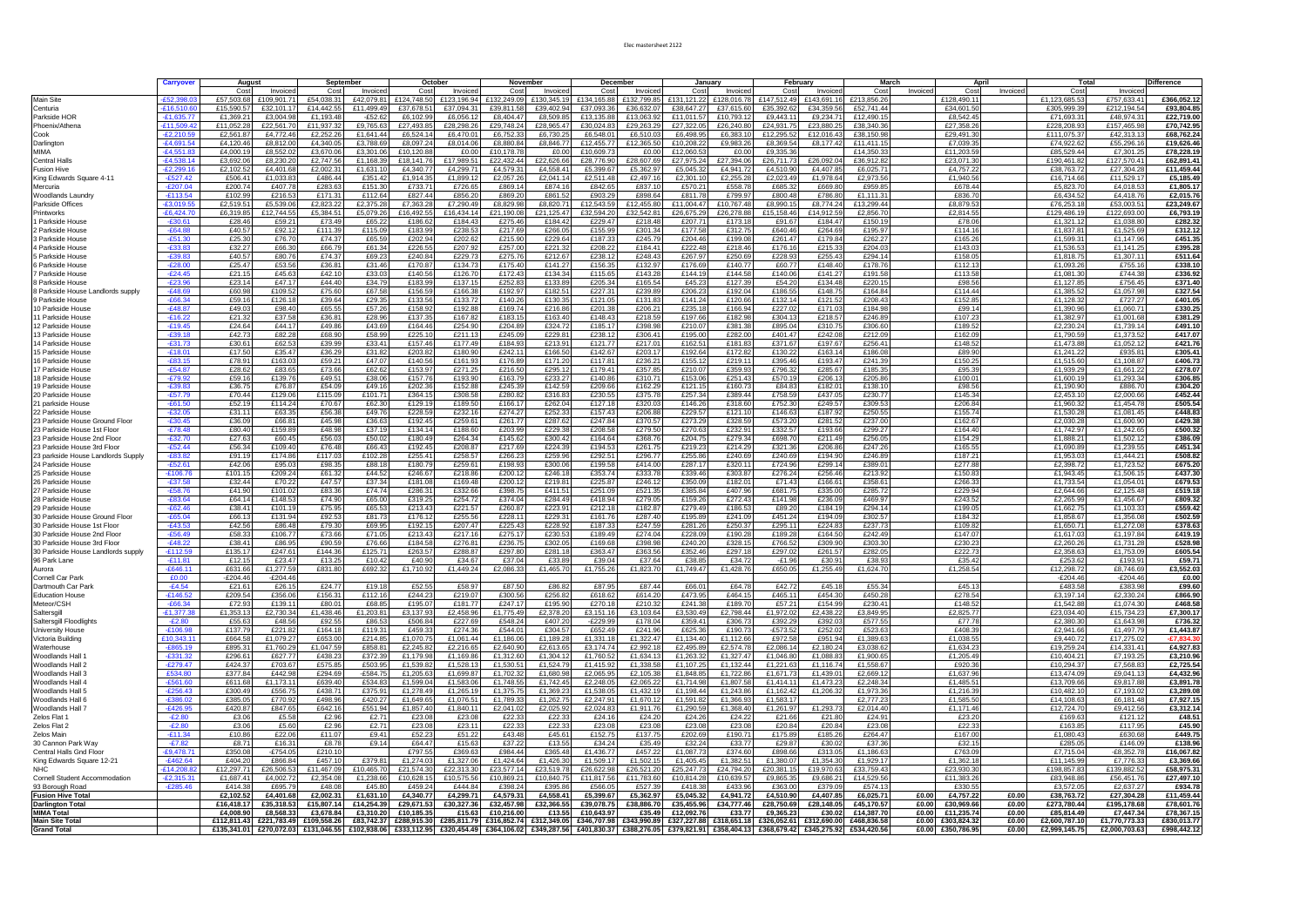# Elec mastersheet 2122

| | Carryover | August | | September | | October | | November | | December | | January | | February | | March | | April | | Total | | Difference |
|---|---|---|---|---|---|---|---|---|---|---|---|---|---|---|---|---|---|---|---|---|---|---|
| | | Cost | Invoiced | Cost | Invoiced | Cost | Invoiced | Cost | Invoiced | Cost | Invoiced | Cost | Invoiced | Cost | Invoiced | Cost | Invoiced | Cost | Invoiced | Cost | Invoiced | |
| Main Site | -£52,398.03 | £57,503.68 | £109,901.71 | £54,038.31 | £42,079.81 | £124,748.50 | £123,196.94 | £132,249.09 | £130,345.19 | £134,165.88 | £132,799.85 | £131,121.22 | £128,016.78 | £147,512.49 | £143,691.16 | £213,856.26 | | £128,490.11 | | £1,123,685.53 | £757,633.41 | £366,052.12 |
| Centuria | -£16,510.60 | £15,590.57 | £32,101.17 | £14,442.55 | £11,499.49 | £37,678.51 | £37,094.31 | £39,811.58 | £39,402.94 | £37,093.36 | £36,632.07 | £38,647.27 | £37,615.60 | £35,392.62 | £34,359.56 | £52,741.44 | | £34,601.50 | | £305,999.39 | £212,194.54 | £93,804.85 |
| Parkside HOR | -£1,635.77 | £1,369.21 | £3,004.98 | £1,193.48 | £52.62 | £6,102.99 | £6,056.12 | £8,404.47 | £8,509.85 | £13,135.88 | £13,063.92 | £11,011.57 | £10,793.12 | £9,443.11 | £9,234.71 | £12,490.15 | | £8,542.45 | | £71,693.31 | £48,974.31 | £22,719.00 |
| Phoenix/Athena | -£11,509.42 | £11,052.28 | £22,561.70 | £11,937.32 | £9,765.63 | £27,493.85 | £28,298.26 | £29,748.24 | £28,965.47 | £30,024.83 | £29,263.29 | £27,322.05 | £26,240.80 | £24,931.75 | £23,880.25 | £38,340.36 | | £27,358.26 | | £228,208.93 | £157,465.98 | £70,742.95 |
| Cook | -£2,210.59 | £2,561.87 | £4,772.46 | £2,252.26 | £1,641.44 | £6,524.14 | £6,470.01 | £6,752.33 | £6,730.25 | £6,548.01 | £6,510.03 | £6,498.95 | £6,383.10 | £12,295.52 | £12,016.43 | £38,150.98 | | £29,491.30 | | £111,075.37 | £42,313.13 | £68,762.24 |
| Darlington | -£4,691.54 | £4,120.46 | £8,812.00 | £4,340.05 | £3,788.69 | £8,097.24 | £8,014.06 | £8,880.84 | £8,846.77 | £12,455.77 | £12,365.50 | £10,208.22 | £9,983.26 | £8,369.54 | £8,177.42 | £11,411.15 | | £7,039.35 | | £74,922.62 | £55,296.16 | £19,626.46 |
| MIMA | -£4,551.83 | £4,000.19 | £8,552.02 | £3,670.06 | £3,301.06 | £10,120.88 | £0.00 | £10,178.78 | £0.00 | £10,609.73 | £0.00 | £12,060.53 | £0.00 | £9,335.36 | | £14,350.33 | | £11,203.59 | | £85,529.44 | £7,301.25 | £78,228.19 |
| Central Halls | -£4,538.14 | £3,692.06 | £8,230.20 | £2,747.56 | £1,168.39 | £18,141.76 | £17,989.51 | £22,432.44 | £22,626.66 | £28,776.90 | £28,607.69 | £27,975.24 | £27,394.06 | £26,711.73 | £26,092.04 | £36,912.82 | | £23,071.30 | | £190,461.82 | £127,570.41 | £62,891.41 |
| Fusion Hive | -£2,299.16 | £2,102.52 | £4,401.68 | £2,002.31 | £1,631.10 | £4,340.77 | £4,299.71 | £4,579.31 | £4,558.41 | £5,399.67 | £5,362.97 | £5,045.32 | £4,941.72 | £4,510.90 | £4,407.85 | £6,025.71 | | £4,757.22 | | £38,763.72 | £27,304.28 | £11,459.44 |
| King Edwards Square 4-11 | -£527.42 | £506.41 | £1,033.83 | £486.44 | £351.42 | £1,914.35 | £1,899.12 | £2,057.26 | £2,041.14 | £2,511.48 | £2,497.16 | £2,301.10 | £2,255.28 | £2,023.49 | £1,978.64 | £2,973.56 | | £1,940.56 | | £16,714.66 | £11,529.17 | £5,185.49 |
| Mercuria | -£207.04 | £200.74 | £407.78 | £283.63 | £151.30 | £733.71 | £726.65 | £869.14 | £874.16 | £842.65 | £837.10 | £570.21 | £558.78 | £685.32 | £669.80 | £959.85 | | £678.44 | | £5,823.70 | £4,018.53 | £1,805.17 |
| Woodlands Laundry | -£113.54 | £102.99 | £216.53 | £171.31 | £112.64 | £827.44 | £856.20 | £869.20 | £861.52 | £903.29 | £898.64 | £811.78 | £799.87 | £800.48 | £786.80 | £1,111.31 | | £836.70 | | £6,434.52 | £4,418.76 | £2,015.76 |
| Parkside Offices | -£3,019.55 | £2,519.51 | £5,539.06 | £2,823.22 | £2,375.28 | £7,363.28 | £7,290.49 | £8,829.98 | £8,820.71 | £12,543.59 | £12,455.80 | £11,004.47 | £10,767.48 | £8,990.15 | £8,774.24 | £13,299.44 | | £8,879.53 | | £76,253.18 | £53,003.51 | £23,249.67 |
| Printworks | -£6,424.70 | £6,319.85 | £12,744.55 | £5,384.51 | £5,079.26 | £16,492.55 | £16,434.14 | £21,190.08 | £21,125.47 | £32,594.20 | £32,542.81 | £26,675.29 | £26,278.88 | £15,158.46 | £14,912.59 | £2,856.70 | | £2,814.55 | | £129,486.19 | £122,693.00 | £6,793.19 |
| 1 Parkside House | -£30.61 | £28.46 | £59.21 | £73.49 | £65.22 | £186.62 | £184.43 | £275.46 | £184.42 | £229.47 | £218.48 | £207.71 | £173.18 | £91.67 | £184.47 | £150.19 | | £78.06 | | £1,321.12 | £1,038.80 | £282.32 |
| 2 Parkside House | -£64.88 | £40.57 | £92.12 | £111.39 | £115.09 | £183.99 | £238.53 | £217.69 | £266.05 | £155.99 | £301.34 | £177.58 | £312.75 | £640.46 | £264.69 | £195.97 | | £114.16 | | £1,837.81 | £1,525.69 | £312.12 |
| 3 Parkside House | -£51.30 | £25.30 | £76.70 | £74.37 | £65.59 | £202.94 | £202.62 | £215.90 | £229.64 | £187.33 | £245.79 | £204.46 | £199.08 | £261.47 | £179.84 | £262.27 | | £165.26 | | £1,599.31 | £1,147.96 | £451.35 |
| 4 Parkside House | -£33.83 | £32.27 | £66.30 | £66.79 | £61.34 | £226.55 | £207.92 | £257.00 | £221.32 | £208.22 | £184.41 | £222.48 | £218.46 | £176.16 | £215.33 | £204.03 | | £143.03 | | £1,536.53 | £1,141.25 | £395.28 |
| 5 Parkside House | -£39.83 | £40.57 | £80.76 | £74.37 | £69.23 | £240.84 | £229.73 | £275.76 | £212.67 | £238.12 | £248.43 | £267.97 | £250.69 | £228.93 | £255.43 | £294.14 | | £158.05 | | £1,818.75 | £1,307.11 | £511.64 |
| 6 Parkside House | -£28.00 | £25.47 | £53.56 | £36.81 | £31.46 | £170.87 | £134.73 | £175.40 | £141.27 | £156.35 | £132.97 | £176.69 | £140.77 | £60.77 | £148.40 | £178.76 | | £112.13 | | £1,093.26 | £755.16 | £338.10 |
| 7 Parkside House | -£24.45 | £21.15 | £45.63 | £42.10 | £33.03 | £140.56 | £126.70 | £172.43 | £134.34 | £115.65 | £143.28 | £144.19 | £144.58 | £140.06 | £141.27 | £191.58 | | £113.58 | | £1,081.30 | £744.38 | £336.92 |
| 8 Parkside House | -£23.96 | £23.14 | £47.17 | £44.40 | £34.79 | £183.99 | £137.15 | £252.83 | £133.89 | £205.34 | £165.54 | £45.23 | £127.39 | £54.20 | £134.48 | £220.15 | | £98.56 | | £1,127.85 | £756.45 | £371.40 |
| 8 Parkside House Landlords supply | -£48.69 | £60.98 | £109.52 | £75.60 | £67.58 | £156.59 | £166.38 | £192.97 | £182.51 | £227.31 | £239.89 | £206.23 | £192.04 | £186.55 | £148.75 | £164.84 | | £114.44 | | £1,385.52 | £1,057.98 | £327.54 |
| 9 Parkside House | -£59.16 | £59.16 | £126.18 | £39.64 | £29.35 | £133.56 | £133.72 | £140.26 | £130.35 | £121.05 | £131.83 | £141.24 | £120.66 | £132.14 | £121.52 | £208.43 | | £152.85 | | £1,128.32 | £727.27 | £401.05 |
| 10 Parkside House | -£48.87 | £49.03 | £98.40 | £65.55 | £57.26 | £158.92 | £192.88 | £169.74 | £216.86 | £201.38 | £206.21 | £235.18 | £166.94 | £227.02 | £171.03 | £184.98 | | £99.14 | | £1,390.96 | £1,060.71 | £330.25 |
| 11 Parkside House | -£16.22 | £21.32 | £37.58 | £36.81 | £28.96 | £137.35 | £167.82 | £183.15 | £163.40 | £148.43 | £218.59 | £197.66 | £182.98 | £304.13 | £218.57 | £246.89 | | £107.23 | | £1,382.97 | £1,001.68 | £381.29 |
| 12 Parkside House | -£19.45 | £24.64 | £44.17 | £49.86 | £43.69 | £164.46 | £254.90 | £204.89 | £324.72 | £185.17 | £398.88 | £210.07 | £381.38 | £895.04 | £310.75 | £306.80 | | £189.52 | | £2,230.24 | £1,739.14 | £491.10 |
| 13 Parkside House | -£39.18 | £42.73 | £82.28 | £68.90 | £58.99 | £225.10 | £211.13 | £245.09 | £229.81 | £238.12 | £306.41 | £195.00 | £282.00 | £401.47 | £242.08 | £212.09 | | £162.09 | | £1,790.59 | £1,373.52 | £417.07 |
| 14 Parkside House | -£31.73 | £30.61 | £62.53 | £39.99 | £33.41 | £157.46 | £177.49 | £184.93 | £213.91 | £121.77 | £217.01 | £162.51 | £181.83 | £371.67 | £197.67 | £256.41 | | £148.52 | | £1,473.88 | £1,052.12 | £421.76 |
| 15 Parkside House | -£18.01 | £17.50 | £35.47 | £36.29 | £31.82 | £203.82 | £180.90 | £242.11 | £166.50 | £142.67 | £203.17 | £192.64 | £172.82 | £130.22 | £163.14 | £186.08 | | £89.90 | | £1,241.22 | £935.81 | £305.41 |
| 16 Parkside House | -£83.15 | £78.91 | £163.03 | £59.21 | £47.07 | £140.56 | £161.93 | £176.89 | £171.20 | £117.81 | £236.21 | £155.12 | £219.11 | £395.46 | £193.47 | £241.39 | | £150.25 | | £1,515.60 | £1,108.87 | £406.73 |
| 17 Parkside House | -£54.87 | £28.62 | £83.65 | £73.66 | £62.62 | £153.97 | £271.25 | £216.50 | £295.12 | £179.41 | £357.85 | £210.07 | £359.93 | £796.32 | £285.67 | £185.35 | | £95.39 | | £1,939.29 | £1,661.22 | £278.07 |
| 18 Parkside House | -£79.92 | £59.16 | £139.76 | £49.51 | £38.06 | £157.76 | £193.90 | £163.79 | £233.27 | £140.86 | £310.71 | £153.06 | £251.43 | £570.19 | £206.13 | £205.86 | | £100.01 | | £1,600.19 | £1,293.34 | £306.85 |
| 19 Parkside House | -£39.83 | £36.75 | £76.87 | £54.09 | £49.16 | £202.36 | £152.88 | £245.39 | £142.59 | £209.66 | £162.29 | £121.15 | £160.73 | £84.83 | £182.01 | £138.10 | | £98.56 | | £1,190.90 | £886.70 | £304.20 |
| 20 Parkside House | -£57.79 | £70.44 | £129.06 | £115.09 | £101.71 | £364.15 | £308.58 | £280.82 | £316.83 | £230.55 | £375.78 | £257.34 | £389.44 | £758.59 | £437.05 | £230.77 | | £145.34 | | £2,453.10 | £2,000.66 | £452.44 |
| 21 Parkside House | -£61.50 | £52.19 | £114.24 | £70.67 | £62.30 | £129.19 | £189.50 | £166.17 | £262.04 | £127.18 | £320.03 | £146.26 | £318.60 | £752.30 | £249.57 | £309.53 | | £206.84 | | £1,960.32 | £1,454.78 | £505.54 |
| 22 Parkside House | -£32.05 | £31.11 | £63.35 | £56.38 | £49.76 | £228.59 | £232.16 | £274.27 | £252.33 | £157.43 | £206.88 | £229.57 | £121.10 | £146.63 | £187.92 | £250.55 | | £155.74 | | £1,530.28 | £1,081.45 | £448.83 |
| 23 Parkside House Ground Floor | -£30.45 | £36.09 | £66.81 | £45.98 | £36.63 | £192.45 | £259.61 | £261.77 | £287.62 | £247.84 | £370.57 | £273.29 | £328.59 | £573.20 | £281.52 | £237.00 | | £162.67 | | £2,030.28 | £1,600.90 | £429.38 |
| 23 Parkside House 1st Floor | -£78.48 | £80.40 | £159.89 | £48.98 | £37.19 | £134.14 | £188.60 | £203.99 | £229.38 | £208.58 | £279.50 | £270.63 | £232.91 | £332.57 | £193.66 | £299.27 | | £164.40 | | £1,742.97 | £1,242.65 | £500.32 |
| 23 Parkside House 2nd Floor | -£32.70 | £27.63 | £60.45 | £56.03 | £50.02 | £180.49 | £264.34 | £145.62 | £300.42 | £164.64 | £368.76 | £204.75 | £279.34 | £698.70 | £211.49 | £256.05 | | £154.79 | | £1,888.21 | £1,502.12 | £386.09 |
| 23 Parkside House 3rd Floor | -£52.44 | £56.34 | £109.40 | £76.48 | £66.43 | £192.45 | £208.87 | £217.69 | £224.39 | £194.53 | £261.75 | £219.23 | £214.29 | £321.36 | £206.86 | £247.26 | | £165.55 | | £1,690.89 | £1,239.55 | £451.34 |
| 23 parkside House Landlords Supply | -£83.82 | £91.19 | £174.88 | £117.03 | £102.28 | £255.41 | £258.57 | £266.23 | £259.96 | £292.51 | £296.77 | £255.86 | £240.69 | £240.69 | £194.90 | £246.89 | | £187.21 | | £1,953.03 | £1,444.21 | £508.82 |
| 24 Parkside House | -£52.61 | £42.06 | £95.03 | £98.35 | £88.18 | £180.79 | £259.61 | £198.93 | £300.06 | £199.58 | £414.00 | £287.17 | £320.11 | £724.96 | £299.14 | £389.01 | | £277.88 | | £2,398.72 | £1,723.52 | £675.20 |
| 25 Parkside House | -£106.76 | £101.15 | £209.24 | £61.32 | £44.52 | £248.67 | £218.86 | £200.12 | £246.18 | £353.74 | £333.78 | £339.46 | £303.87 | £276.24 | £256.46 | £213.92 | | £150.83 | | £1,943.45 | £1,506.15 | £437.30 |
| 26 Parkside House | -£37.58 | £32.44 | £70.22 | £47.57 | £37.34 | £181.08 | £169.48 | £200.12 | £219.81 | £225.87 | £246.12 | £350.09 | £182.01 | £71.43 | £166.61 | £358.61 | | £266.33 | | £1,733.54 | £1,054.01 | £679.53 |
| 27 Parkside House | -£58.76 | £41.90 | £101.02 | £83.36 | £74.74 | £286.31 | £332.66 | £398.75 | £411.51 | £251.09 | £521.35 | £385.84 | £407.96 | £681.75 | £335.00 | £285.72 | | £229.94 | | £2,644.66 | £2,125.48 | £519.18 |
| 28 Parkside House | -£83.64 | £64.14 | £148.53 | £74.90 | £65.00 | £319.25 | £254.72 | £374.04 | £284.49 | £418.94 | £279.05 | £159.26 | £272.43 | £141.98 | £236.09 | £469.97 | | £243.52 | | £2,265.99 | £1,456.67 | £809.32 |
| 29 Parkside House | -£62.46 | £38.41 | £101.19 | £75.95 | £65.53 | £213.43 | £221.57 | £260.87 | £223.91 | £212.18 | £182.87 | £279.49 | £186.53 | £89.20 | £184.19 | £294.14 | | £199.05 | | £1,662.75 | £1,103.33 | £559.42 |
| 30 Parkside House Ground Floor | -£65.04 | £66.13 | £131.94 | £92.53 | £81.73 | £176.12 | £255.56 | £228.11 | £229.31 | £161.76 | £287.40 | £195.89 | £241.09 | £451.24 | £194.09 | £302.57 | | £184.32 | | £1,858.67 | £1,356.08 | £502.59 |
| 30 Parkside House 1st Floor | -£43.53 | £42.56 | £86.48 | £79.30 | £69.95 | £192.15 | £207.47 | £225.43 | £228.92 | £187.33 | £247.59 | £281.26 | £250.37 | £295.11 | £224.83 | £237.73 | | £109.82 | | £1,650.71 | £1,272.08 | £378.63 |
| 30 Parkside House 2nd Floor | -£56.49 | £58.33 | £106.77 | £73.66 | £71.05 | £213.43 | £217.16 | £275.17 | £230.53 | £189.49 | £274.04 | £228.09 | £190.28 | £189.28 | £164.50 | £242.49 | | £147.07 | | £1,617.03 | £1,197.84 | £419.19 |
| 30 Parkside House 3rd Floor | -£48.22 | £38.41 | £86.95 | £90.59 | £76.66 | £184.58 | £276.81 | £236.75 | £302.05 | £169.68 | £398.96 | £240.20 | £328.15 | £766.52 | £309.90 | £303.30 | | £230.23 | | £2,260.26 | £1,731.28 | £528.98 |
| 30 Parkside House Landlords supply | -£112.59 | £135.17 | £247.61 | £144.36 | £125.71 | £263.57 | £288.87 | £297.80 | £281.18 | £363.47 | £363.56 | £352.46 | £297.18 | £297.02 | £261.57 | £282.05 | | £222.73 | | £2,358.63 | £1,753.09 | £605.54 |
| 96 Park Lane | -£11.81 | £12.15 | £23.47 | £13.25 | £10.42 | £40.90 | £34.67 | £37.04 | £33.89 | £39.04 | £37.64 | £38.85 | £34.72 | -£1.96 | £30.91 | £38.93 | | £34.47 | | £253.62 | £193.91 | £59.71 |
| Aurora | -£646.11 | £631.66 | £1,277.59 | £831.80 | £692.32 | £1,710.92 | £1,449.24 | £2,086.33 | £1,465.70 | £1,755.26 | £1,823.70 | £1,749.47 | £1,428.76 | £650.05 | £1,255.49 | £1,624.70 | | £1,258.54 | | £12,298.72 | £8,746.69 | £3,552.03 |
| Cornell Car Park | £0.00 | -£204.46 | -£204.46 | | | | | | | | | | | | | | | | | -£204.46 | -£204.46 | £0.00 |
| Dartmouth Car Park | -£4.54 | £21.61 | £26.15 | £24.77 | £19.18 | £52.55 | £58.97 | £87.50 | £86.82 | £87.95 | £87.44 | £66.01 | £64.78 | £42.72 | £45.18 | £55.34 | | £45.13 | | £483.58 | £383.98 | £99.60 |
| Education House | -£146.52 | £209.54 | £356.06 | £156.31 | £112.16 | £244.23 | £219.07 | £300.56 | £256.82 | £618.62 | £614.20 | £473.95 | £464.15 | £465.11 | £454.30 | £450.28 | | £278.54 | | £3,197.14 | £2,330.24 | £866.90 |
| Meteor/CSH | -£66.34 | £72.93 | £139.11 | £80.01 | £68.85 | £195.07 | £181.77 | £247.17 | £195.90 | £270.18 | £210.32 | £241.38 | £189.70 | £57.21 | £154.99 | £230.41 | | £148.52 | | £1,542.88 | £1,074.30 | £468.58 |
| Saltersgill | -£1,377.38 | £1,353.13 | £2,730.34 | £1,438.46 | £1,203.81 | £3,137.93 | £2,458.96 | £1,775.49 | £2,378.20 | £3,151.16 | £3,103.64 | £3,530.49 | £2,798.44 | £1,972.02 | £2,438.22 | £3,849.95 | | £2,825.77 | | £23,034.40 | £15,734.23 | £7,300.17 |
| Saltersgill Floodlights | -£2.80 | £55.63 | £48.58 | £92.55 | £86.53 | £506.84 | £227.69 | £548.24 | £407.20 | -£229.99 | £178.04 | £359.41 | £306.73 | £392.29 | £392.03 | £577.55 | | £77.78 | | £2,380.30 | £1,643.98 | £736.32 |
| University House | -£106.98 | £137.79 | £221.82 | £184.18 | £119.31 | £459.33 | £274.36 | £544.01 | £304.57 | £652.49 | £241.96 | £625.36 | £190.73 | -£573.52 | £252.02 | £523.63 | | £408.39 | | £2,941.66 | £1,497.79 | £1,443.87 |
| Victoria Building | £10,343.11 | £664.58 | £1,079.27 | £653.00 | £214.85 | £1,070.75 | £1,061.44 | £1,186.06 | £1,189.28 | £1,331.18 | £1,322.47 | £1,134.40 | £1,112.66 | £972.58 | £951.94 | £1,389.63 | | £1,038.55 | | £9,440.72 | £17,275.02 | -£7,834.30 |
| Waterhouse | -£865.19 | £895.31 | £1,760.29 | £1,047.59 | £858.81 | £2,245.82 | £2,216.65 | £2,640.90 | £2,613.65 | £3,174.74 | £2,992.18 | £2,495.89 | £2,574.78 | £2,086.14 | £2,180.24 | £3,038.62 | | £1,634.23 | | £19,259.24 | £14,331.41 | £4,927.83 |
| Woodlands Hall 1 | -£331.32 | £296.61 | £627.77 | £438.23 | £372.39 | £1,179.98 | £1,169.86 | £1,312.60 | £1,304.12 | £1,760.52 | £1,634.13 | £1,263.32 | £1,327.47 | £1,046.80 | £1,088.83 | £1,900.65 | | £1,205.49 | | £10,404.21 | £7,193.25 | £3,210.96 |
| Woodlands Hall 2 | -£279.47 | £424.37 | £703.67 | £575.85 | £503.95 | £1,539.82 | £1,528.13 | £1,530.51 | £1,524.79 | £1,415.92 | £1,338.58 | £1,107.25 | £1,132.44 | £1,221.63 | £1,116.74 | £1,558.67 | | £920.36 | | £10,294.37 | £7,568.83 | £2,725.54 |
| Woodlands Hall 3 | £534.80 | £377.84 | £442.98 | £294.69 | -£584.75 | £1,205.63 | £1,699.87 | £1,702.32 | £1,680.98 | £2,065.95 | £2,105.38 | £1,848.85 | £1,722.86 | £1,671.73 | £1,439.01 | £2,669.12 | | £1,637.96 | | £13,474.09 | £9,041.13 | £4,432.96 |
| Woodlands Hall 4 | -£561.60 | £611.68 | £1,173.11 | £639.40 | £534.83 | £1,599.04 | £1,583.06 | £1,748.55 | £1,742.45 | £2,248.05 | £2,065.22 | £1,714.98 | £1,807.58 | £1,414.11 | £1,473.23 | £2,248.34 | | £1,485.51 | | £13,709.66 | £9,817.88 | £3,891.78 |
| Woodlands Hall 5 | -£256.43 | £300.49 | £556.75 | £438.71 | £375.91 | £1,278.49 | £1,265.19 | £1,375.75 | £1,369.23 | £1,538.05 | £1,432.19 | £1,198.44 | £1,243.86 | £1,162.42 | £1,206.32 | £1,973.36 | | £1,216.39 | | £10,482.10 | £7,193.02 | £3,289.08 |
| Woodlands Hall 6 | -£386.02 | £385.05 | £770.92 | £498.96 | £420.27 | £1,649.65 | £1,076.51 | £1,789.33 | £1,262.75 | £2,247.91 | £1,670.12 | £1,591.82 | £1,366.93 | £1,583.17 | | £2,777.23 | | £1,585.50 | | £14,108.63 | £6,181.48 | £7,927.15 |
| Woodlands Hall 7 | -£426.95 | £420.87 | £847.65 | £642.16 | £551.94 | £1,857.40 | £1,840.11 | £2,041.02 | £2,025.92 | £2,024.83 | £1,911.76 | £1,290.59 | £1,368.40 | £1,261.97 | £1,293.73 | £2,014.40 | | £1,171.46 | | £12,724.70 | £9,412.56 | £3,312.14 |
| Zelos Flat 1 | -£2.80 | £3.06 | £5.58 | £2.96 | £2.71 | £23.08 | £23.08 | £22.33 | £22.33 | £24.16 | £24.20 | £24.26 | £24.22 | £21.66 | £21.80 | £24.91 | | £23.20 | | £169.63 | £121.12 | £48.51 |
| Zelos Flat 2 | -£2.80 | £3.06 | £5.60 | £2.96 | £2.71 | £23.08 | £23.11 | £22.33 | £22.33 | £23.08 | £23.08 | £23.08 | £23.08 | £20.84 | £20.84 | £23.08 | | £22.33 | | £163.85 | £117.95 | £45.90 |
| Zelos Main | -£11.34 | £10.86 | £22.06 | £11.07 | £9.41 | £52.23 | £51.22 | £43.48 | £45.61 | £152.75 | £137.75 | £202.69 | £190.71 | £175.89 | £185.26 | £264.47 | | £167.00 | | £1,080.43 | £630.68 | £449.75 |
| 30 Cannon Park Way | -£7.82 | £8.71 | £16.31 | £8.78 | £9.14 | £64.47 | £15.63 | £37.22 | £13.55 | £34.24 | £35.49 | £32.24 | £33.77 | £29.87 | £30.02 | £37.36 | | £32.15 | | £285.05 | £146.09 | £138.96 |
| Central Halls Gnd Floor | -£9,478.71 | £350.08 | -£754.05 | £210.10 | | £797.55 | £369.63 | £984.44 | £365.48 | £1,436.77 | £457.22 | £1,087.73 | £374.60 | £898.66 | £313.05 | £1,186.63 | | £763.09 | | £7,715.04 | -£8,352.78 | £16,067.82 |
| King Edwards Square 12-21 | -£462.64 | £404.20 | £866.84 | £457.10 | £379.81 | £1,274.03 | £1,327.06 | £1,424.64 | £1,426.30 | £1,509.17 | £1,502.15 | £1,405.45 | £1,382.51 | £1,380.07 | £1,354.30 | £1,929.17 | | £1,362.18 | | £11,145.99 | £7,776.33 | £3,369.66 |
| NHC | -£14,206.82 | £12,297.71 | £26,506.53 | £11,467.09 | £10,465.70 | £21,574.30 | £22,313.30 | £23,577.14 | £23,519.78 | £26,622.98 | £26,521.20 | £25,247.73 | £24,794.20 | £20,381.15 | £19,970.63 | £33,759.43 | | £23,930.30 | | £198,857.83 | £139,882.52 | £58,975.31 |
| Cornell Student Accommodation | -£2,315.31 | £1,687.41 | £4,002.72 | £2,354.08 | £1,238.66 | £10,628.15 | £10,575.56 | £10,869.21 | £10,840.75 | £11,817.56 | £11,783.60 | £10,814.28 | £10,639.57 | £9,865.35 | £9,686.21 | £14,529.56 | | £11,383.28 | | £83,948.86 | £56,451.76 | £27,497.10 |
| 93 Borough Road | -£285.46 | £414.38 | £695.79 | £48.08 | £45.80 | £459.24 | £444.84 | £398.24 | £395.86 | £566.05 | £527.39 | £418.38 | £433.96 | £363.00 | £379.09 | £574.13 | | £330.55 | | £3,572.05 | £2,637.27 | £934.78 |
| **Fusion Hive Total** | | **£2,102.52** | **£4,401.68** | **£2,002.31** | **£1,631.10** | **£4,340.77** | **£4,299.71** | **£4,579.31** | **£4,558.41** | **£5,399.67** | **£5,362.97** | **£5,045.32** | **£4,941.72** | **£4,510.90** | **£4,407.85** | **£6,025.71** | **£0.00** | **£4,757.22** | **£0.00** | **£38,763.72** | **£27,304.28** | **£11,459.44** |
| **Darlington Total** | | **£16,418.17** | **£35,318.53** | **£15,807.14** | **£14,254.39** | **£29,671.53** | **£30,327.36** | **£32,457.98** | **£32,366.55** | **£39,078.75** | **£38,886.70** | **£35,456.96** | **£34,777.46** | **£28,750.69** | **£28,148.05** | **£45,170.57** | **£0.00** | **£30,969.66** | **£0.00** | **£273,780.44** | **£195,178.68** | **£78,601.76** |
| **MIMA Total** | | **£4,008.90** | **£8,568.33** | **£3,678.84** | **£3,310.20** | **£10,185.35** | **£15.63** | **£10,216.00** | **£13.55** | **£10,643.97** | **£35.49** | **£12,092.76** | **£33.77** | **£9,365.23** | **£30.02** | **£14,387.70** | **£0.00** | **£11,235.74** | **£0.00** | **£85,814.49** | **£7,447.34** | **£78,367.15** |
| **Main Site Total** | | **£112,811.43** | **£221,783.49** | **£109,558.26** | **£83,742.37** | **£288,915.30** | **£285,811.79** | **£316,852.74** | **£312,349.05** | **£346,707.98** | **£343,990.89** | **£327,227.88** | **£318,651.18** | **£326,052.61** | **£312,690.00** | **£468,836.58** | **£0.00** | **£303,824.32** | **£0.00** | **£2,600,787.10** | **£1,770,773.33** | **£830,013.77** |
| **Grand Total** | | **£135,341.01** | **£270,072.03** | **£131,046.55** | **£102,938.06** | **£333,112.95** | **£320,454.49** | **£364,106.02** | **£349,287.56** | **£401,830.37** | **£388,276.05** | **£379,821.91** | **£358,404.13** | **£368,679.42** | **£345,275.92** | **£534,420.56** | **£0.00** | **£350,786.95** | **£0.00** | **£2,999,145.75** | **£2,000,703.63** | **£998,442.12** |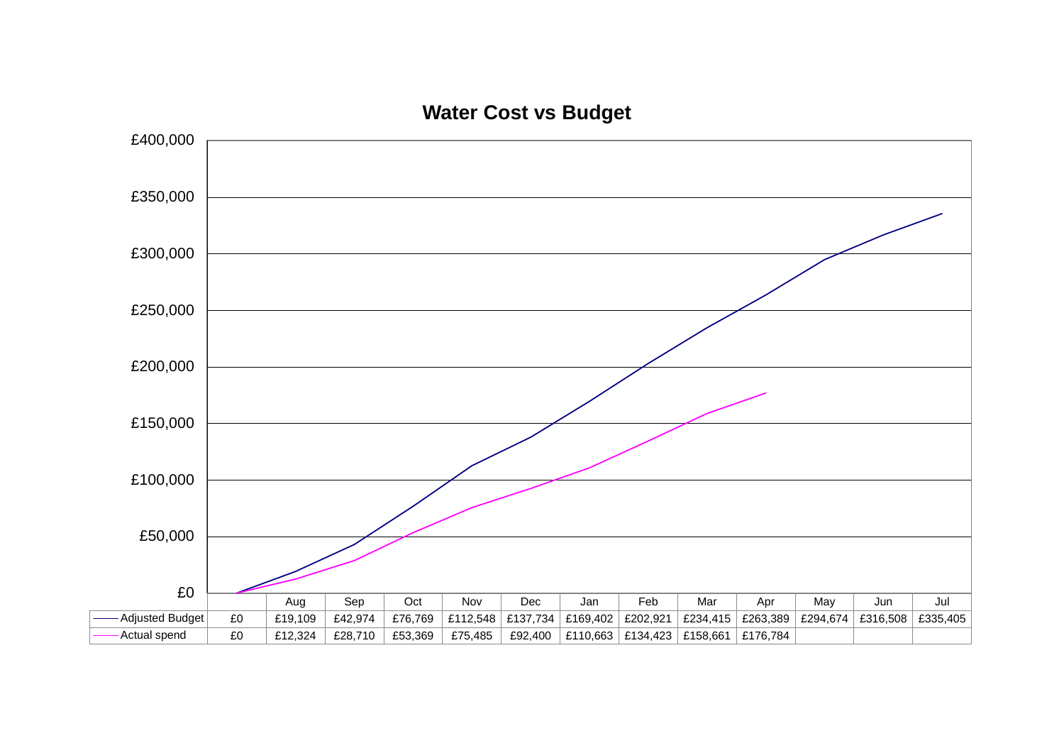# Water Cost vs Budget

| | | Aug | Sep | Oct | Nov | Dec | Jan | Feb | Mar | Apr | May | Jun | Jul |
|---|---|---|---|---|---|---|---|---|---|---|---|---|---|
| Adjusted Budget | £0 | £19,109 | £42,974 | £76,769 | £112,548 | £137,734 | £169,402 | £202,921 | £234,415 | £263,389 | £294,674 | £316,508 | £335,405 |
| Actual spend | £0 | £12,324 | £28,710 | £53,369 | £75,485 | £92,400 | £110,663 | £134,423 | £158,661 | £176,784 | | | |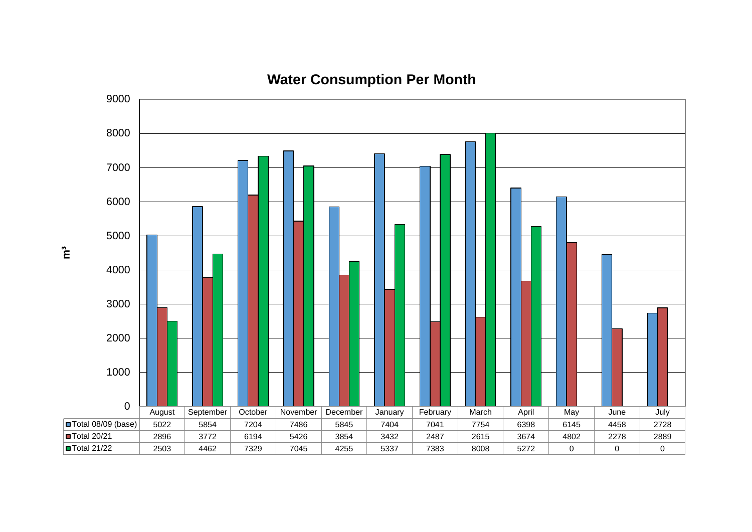## Water Consumption Per Month

m³

| | August | September | October | November | December | January | February | March | April | May | June | July |
|---|---|---|---|---|---|---|---|---|---|---|---|---|
| Total 08/09 (base) | 5022 | 5854 | 7204 | 7486 | 5845 | 7404 | 7041 | 7754 | 6398 | 6145 | 4458 | 2728 |
| Total 20/21 | 2896 | 3772 | 6194 | 5426 | 3854 | 3432 | 2487 | 2615 | 3674 | 4802 | 2278 | 2889 |
| Total 21/22 | 2503 | 4462 | 7329 | 7045 | 4255 | 5337 | 7383 | 8008 | 5272 | 0 | 0 | 0 |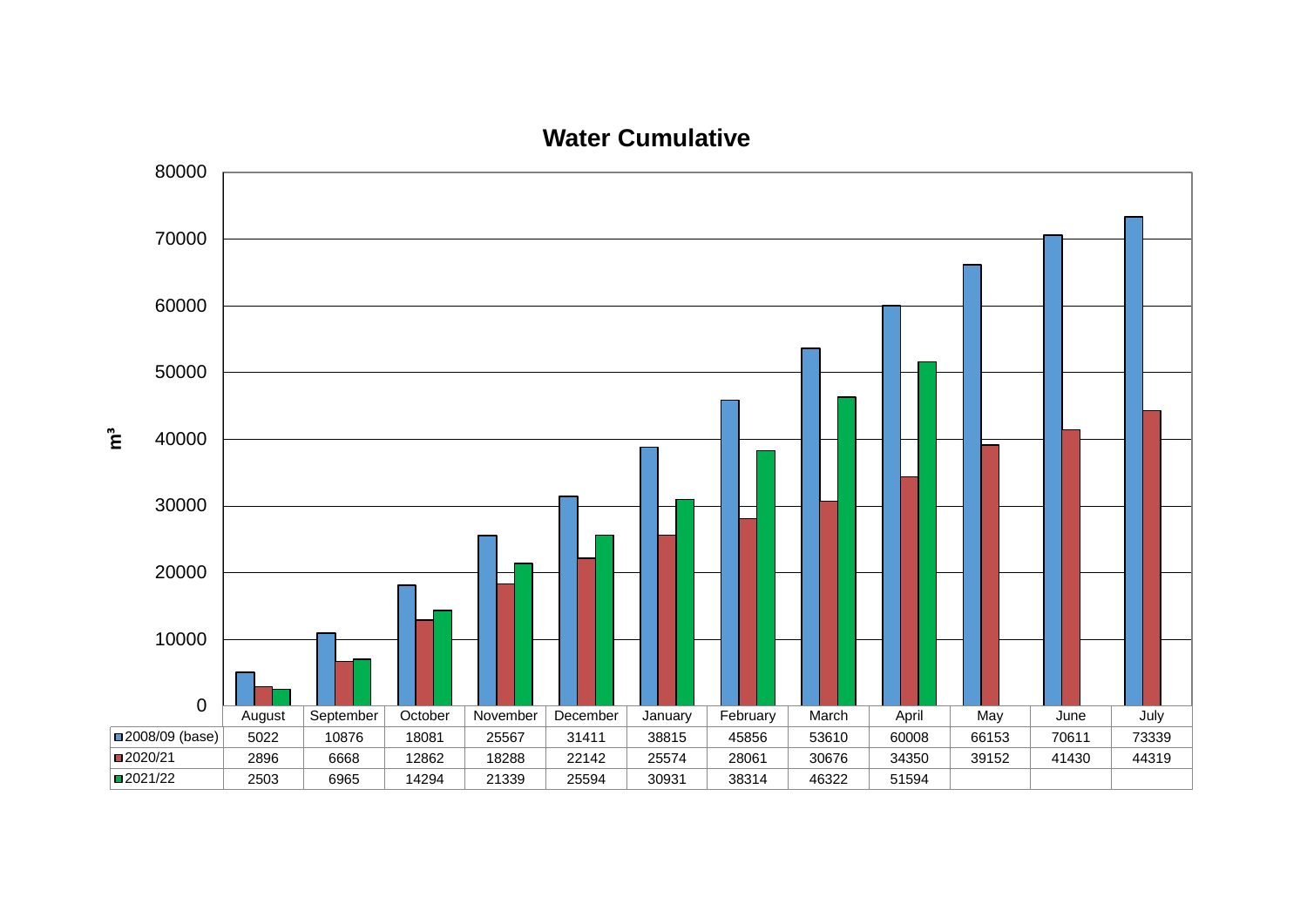# Water Cumulative

m³

| | August | September | October | November | December | January | February | March | April | May | June | July |
|---|---|---|---|---|---|---|---|---|---|---|---|---|
| 2008/09 (base) | 5022 | 10876 | 18081 | 25567 | 31411 | 38815 | 45856 | 53610 | 60008 | 66153 | 70611 | 73339 |
| 2020/21 | 2896 | 6668 | 12862 | 18288 | 22142 | 25574 | 28061 | 30676 | 34350 | 39152 | 41430 | 44319 |
| 2021/22 | 2503 | 6965 | 14294 | 21339 | 25594 | 30931 | 38314 | 46322 | 51594 | | | |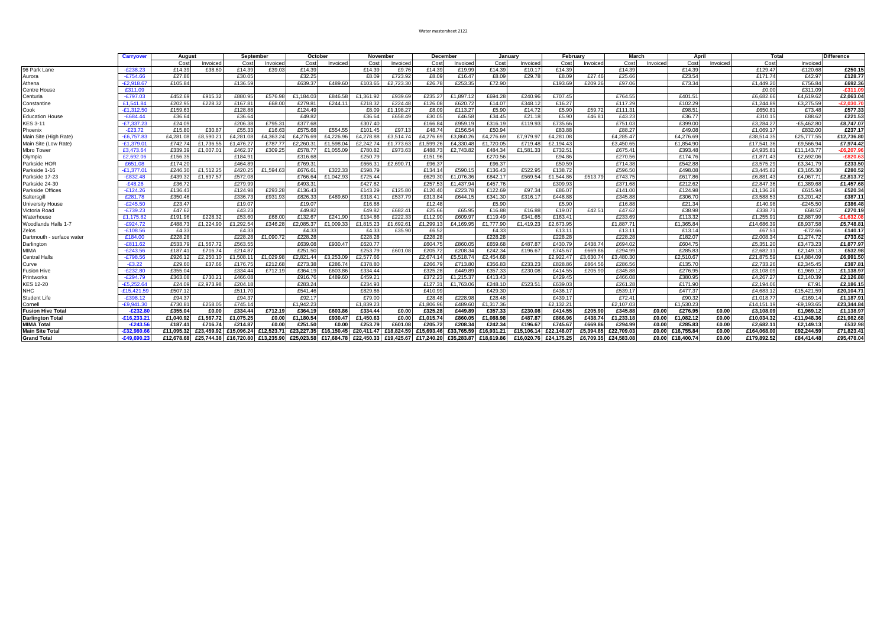Water mastersheet 2122

| | Carryover | August | | September | | October | | November | | December | | January | | February | | March | | April | | Total | | Difference |
|---|---|---|---|---|---|---|---|---|---|---|---|---|---|---|---|---|---|---|---|---|---|---|
| | | Cost | Invoiced | Cost | Invoiced | Cost | Invoiced | Cost | Invoiced | Cost | Invoiced | Cost | Invoiced | Cost | Invoiced | Cost | Invoiced | Cost | Invoiced | Cost | Invoiced | |
| 96 Park Lane | -£238.23 | £14.39 | £38.60 | £14.39 | £39.03 | £14.39 | | £14.39 | £9.76 | £14.39 | £19.99 | £14.39 | £10.17 | £14.39 | | £14.39 | | £14.39 | | £129.47 | -£120.68 | £250.15 |
| Aurora | -£754.66 | £27.86 | | £30.05 | | £32.25 | | £8.09 | £723.92 | £8.09 | £16.47 | £8.09 | £29.78 | £8.09 | £27.46 | £25.66 | | £23.54 | | £171.74 | £42.97 | £128.77 |
| Athena | -£2,918.67 | £105.84 | | £136.59 | | £639.37 | £489.60 | £103.65 | £2,723.30 | £26.78 | £253.35 | £72.90 | | £193.69 | £209.26 | £97.06 | | £73.34 | | £1,449.20 | £756.84 | £692.36 |
| Centre House | £311.09 | | | | | | | | | | | | | | | | | | | £0.00 | £311.09 | -£311.09 |
| Centuria | -£797.03 | £452.69 | £915.32 | £880.95 | £576.98 | £1,184.03 | £846.58 | £1,361.92 | £939.69 | £235.27 | £1,897.12 | £694.28 | £240.96 | £707.45 | | £764.55 | | £401.51 | | £6,682.66 | £4,619.62 | £2,063.04 |
| Constantine | £1,541.84 | £202.95 | £228.32 | £167.81 | £68.00 | £279.81 | £244.11 | £218.32 | £224.48 | £126.08 | £620.72 | £14.07 | £348.12 | £16.27 | | £117.29 | | £102.29 | | £1,244.89 | £3,275.59 | -£2,030.70 |
| Cook | -£1,312.50 | £159.63 | | £128.88 | | £124.49 | | £8.09 | £1,198.27 | £8.09 | £113.27 | £5.90 | £14.72 | £5.90 | £59.72 | £111.31 | | £98.51 | | £650.81 | £73.48 | £577.33 |
| Education House | -£684.44 | £36.64 | | £36.64 | | £49.82 | | £36.64 | £658.49 | £30.05 | £46.58 | £34.45 | £21.18 | £5.90 | £46.81 | £43.23 | | £36.77 | | £310.15 | £88.62 | £221.53 |
| KES 3-11 | -£7,337.23 | £24.09 | | £206.38 | £795.31 | £377.68 | | £307.40 | | £166.84 | £959.19 | £316.19 | £119.93 | £735.66 | | £751.03 | | £399.00 | | £3,284.27 | -£5,462.80 | £8,747.07 |
| Phoenix | -£23.72 | £15.80 | £30.87 | £55.33 | £16.63 | £575.68 | £554.55 | £101.45 | £97.13 | £48.74 | £156.54 | £50.94 | | £83.88 | | £88.27 | | £49.08 | | £1,069.17 | £832.00 | £237.17 |
| Main Site (High Rate) | -£6,757.83 | £4,281.08 | £8,590.21 | £4,281.08 | £4,363.24 | £4,276.69 | £4,226.96 | £4,278.88 | £3,514.74 | £4,276.69 | £3,860.26 | £4,276.69 | £7,979.97 | £4,281.08 | | £4,285.47 | | £4,276.69 | | £38,514.35 | £25,777.55 | £12,736.80 |
| Main Site (Low Rate) | -£1,379.01 | £742.74 | £1,736.55 | £1,476.27 | £787.77 | £2,260.31 | £1,598.04 | £2,242.74 | £1,773.63 | £1,599.26 | £4,330.48 | £1,720.05 | £719.48 | £2,194.43 | | £3,450.65 | | £1,854.90 | | £17,541.36 | £9,566.94 | £7,974.42 |
| Mbro Tower | £3,473.64 | £339.39 | £1,007.01 | £462.37 | £309.25 | £578.77 | £1,055.09 | £780.82 | £973.63 | £488.73 | £2,743.82 | £484.34 | £1,581.33 | £732.51 | | £675.41 | | £393.48 | | £4,935.81 | £11,143.77 | -£6,207.96 |
| Olympia | £2,692.06 | £156.35 | | £184.91 | | £316.68 | | £250.79 | | £151.96 | | £270.56 | | £94.86 | | £270.56 | | £174.76 | | £1,871.43 | £2,692.06 | -£820.63 |
| Parkside HOR | £651.08 | £174.20 | | £464.89 | | £769.31 | | £666.31 | £2,690.71 | £96.37 | | £96.37 | | £50.59 | | £714.38 | | £542.88 | | £3,575.29 | £3,341.79 | £233.50 |
| Parkside 1-16 | -£1,377.01 | £246.30 | £1,512.25 | £420.25 | £1,594.63 | £676.61 | £322.33 | £598.79 | | £134.14 | £590.15 | £136.43 | £522.95 | £138.72 | | £596.50 | | £498.08 | | £3,445.82 | £3,165.30 | £280.52 |
| Parkside 17-23 | -£832.48 | £439.32 | £1,697.57 | £572.08 | | £766.64 | £1,042.93 | £725.44 | | £629.30 | £1,076.36 | £842.17 | £569.54 | £1,544.86 | £513.79 | £743.75 | | £617.86 | | £6,881.43 | £4,067.71 | £2,813.72 |
| Parkside 24-30 | -£48.26 | £36.72 | | £279.99 | | £493.31 | | £427.82 | | £257.53 | £1,437.94 | £457.76 | | £309.93 | | £371.68 | | £212.62 | | £2,847.36 | £1,389.68 | £1,457.68 |
| Parkside Offices | -£124.26 | £136.43 | | £124.98 | £293.28 | £136.43 | | £143.29 | £125.80 | £120.40 | £223.78 | £122.69 | £97.34 | £86.07 | | £141.00 | | £124.98 | | £1,136.28 | £615.94 | £520.34 |
| Saltersgill | £281.78 | £350.46 | | £336.73 | £931.93 | £826.33 | £489.60 | £318.41 | £537.79 | £313.84 | £644.15 | £341.30 | £316.17 | £448.88 | | £345.88 | | £306.70 | | £3,588.53 | £3,201.42 | £387.11 |
| University House | -£245.50 | £23.47 | | £19.07 | | £19.07 | | £16.88 | | £12.48 | | £5.90 | | £5.90 | | £16.88 | | £21.34 | | £140.98 | -£245.50 | £386.48 |
| Victoria Road | -£739.23 | £47.62 | | £43.23 | | £49.82 | | £49.82 | £682.41 | £25.66 | £65.95 | £16.88 | £16.88 | £19.07 | £42.51 | £47.62 | | £38.98 | | £338.71 | £68.52 | £270.19 |
| Waterhouse | £1,175.82 | £191.96 | £228.32 | £53.60 | £68.00 | £132.67 | £241.90 | £134.86 | £222.33 | £112.90 | £609.97 | £119.49 | £341.65 | £163.41 | | £233.69 | | £113.32 | | £1,255.91 | £2,887.99 | -£1,632.08 |
| Woodlands Halls 1-7 | -£924.72 | £488.73 | £1,224.90 | £1,292.54 | £346.28 | £2,085.37 | £1,009.33 | £1,815.23 | £1,692.61 | £1,299.13 | £4,169.95 | £1,777.90 | £1,419.23 | £2,673.95 | | £1,887.71 | | £1,365.84 | | £14,686.39 | £8,937.58 | £5,748.81 |
| Zelos | -£108.56 | £4.33 | | £4.33 | | £4.33 | | £4.33 | £35.90 | £6.52 | | £4.33 | | £13.11 | | £13.11 | | £13.14 | | £67.51 | -£72.66 | £140.17 |
| Dartmouth - surface water | £184.00 | £228.28 | | £228.28 | £1,090.72 | £228.28 | | £228.28 | | £228.28 | | £228.28 | | £228.28 | | £228.28 | | £182.07 | | £2,008.34 | £1,274.72 | £733.62 |
| Darlington | -£811.62 | £533.79 | £1,567.72 | £563.55 | | £639.08 | £930.47 | £620.77 | | £604.75 | £860.05 | £659.68 | £487.87 | £430.79 | £438.74 | £694.02 | | £604.75 | | £5,351.20 | £3,473.23 | £1,877.97 |
| MIMA | -£243.56 | £187.41 | £716.74 | £214.87 | | £251.50 | | £253.79 | £601.08 | £205.72 | £208.34 | £242.34 | £196.67 | £745.67 | £669.86 | £294.99 | | £285.83 | | £2,682.11 | £2,149.13 | £532.98 |
| Central Halls | -£798.56 | £926.12 | £2,250.10 | £1,508.11 | £1,029.98 | £2,821.44 | £3,253.09 | £2,577.66 | | £2,674.14 | £5,518.74 | £2,454.68 | | £2,922.47 | £3,630.74 | £3,480.30 | | £2,510.67 | | £21,875.59 | £14,884.09 | £6,991.50 |
| Curve | -£3.22 | £29.60 | £37.66 | £176.75 | £212.68 | £273.38 | £286.74 | £378.80 | | £266.79 | £713.80 | £356.83 | £233.23 | £828.86 | £864.56 | £286.56 | | £135.70 | | £2,733.26 | £2,345.45 | £387.81 |
| Fusion Hive | -£232.80 | £355.04 | | £334.44 | £712.19 | £364.19 | £603.86 | £334.44 | | £325.28 | £449.89 | £357.33 | £230.08 | £414.55 | £205.90 | £345.88 | | £276.95 | | £3,108.09 | £1,969.12 | £1,138.97 |
| Printworks | -£294.79 | £363.08 | £730.21 | £466.08 | | £916.76 | £489.60 | £459.21 | | £372.23 | £1,215.37 | £413.43 | | £429.45 | | £466.08 | | £380.95 | | £4,267.27 | £2,140.39 | £2,126.88 |
| KES 12-20 | -£5,252.64 | £24.09 | £2,973.98 | £204.18 | | £283.24 | | £234.93 | | £127.31 | £1,763.06 | £248.10 | £523.51 | £639.03 | | £261.28 | | £171.90 | | £2,194.06 | £7.91 | £2,186.15 |
| NHC | -£15,421.59 | £507.12 | | £511.70 | | £541.46 | | £829.86 | | £410.99 | | £429.30 | | £436.17 | | £539.17 | | £477.37 | | £4,683.12 | -£15,421.59 | £20,104.71 |
| Student Life | -£398.12 | £94.37 | | £94.37 | | £92.17 | | £79.00 | | £28.48 | £228.98 | £28.48 | | £439.17 | | £72.41 | | £90.32 | | £1,018.77 | -£169.14 | £1,187.91 |
| Cornell | -£9,941.30 | £730.81 | £258.05 | £745.14 | | £1,942.23 | | £1,839.23 | | £1,806.96 | £489.60 | £1,317.36 | | £2,132.21 | | £2,107.03 | | £1,530.23 | | £14,151.19 | -£9,193.65 | £23,344.84 |
| **Fusion Hive Total** | **-£232.80** | **£355.04** | **£0.00** | **£334.44** | **£712.19** | **£364.19** | **£603.86** | **£334.44** | **£0.00** | **£325.28** | **£449.89** | **£357.33** | **£230.08** | **£414.55** | **£205.90** | **£345.88** | **£0.00** | **£276.95** | **£0.00** | **£3,108.09** | **£1,969.12** | **£1,138.97** |
| **Darlington Total** | **-£16,233.21** | **£1,040.92** | **£1,567.72** | **£1,075.25** | **£0.00** | **£1,180.54** | **£930.47** | **£1,450.63** | **£0.00** | **£1,015.74** | **£860.05** | **£1,088.98** | **£487.87** | **£866.96** | **£438.74** | **£1,233.18** | **£0.00** | **£1,082.12** | **£0.00** | **£10,034.32** | **-£11,948.36** | **£21,982.68** |
| **MIMA Total** | **-£243.56** | **£187.41** | **£716.74** | **£214.87** | **£0.00** | **£251.50** | **£0.00** | **£253.79** | **£601.08** | **£205.72** | **£208.34** | **£242.34** | **£196.67** | **£745.67** | **£669.86** | **£294.99** | **£0.00** | **£285.83** | **£0.00** | **£2,682.11** | **£2,149.13** | **£532.98** |
| **Main Site Total** | **-£32,980.66** | **£11,095.32** | **£23,459.92** | **£15,096.24** | **£12,523.71** | **£23,227.35** | **£16,150.45** | **£20,411.47** | **£18,824.59** | **£15,693.46** | **£33,765.59** | **£16,931.21** | **£15,106.14** | **£22,148.07** | **£5,394.85** | **£22,709.03** | **£0.00** | **£16,755.84** | **£0.00** | **£164,068.00** | **£92,244.59** | **£71,823.41** |
| **Grand Total** | **-£49,690.23** | **£12,678.68** | **£25,744.38** | **£16,720.80** | **£13,235.90** | **£25,023.58** | **£17,684.78** | **£22,450.33** | **£19,425.67** | **£17,240.20** | **£35,283.87** | **£18,619.86** | **£16,020.76** | **£24,175.25** | **£6,709.35** | **£24,583.08** | **£0.00** | **£18,400.74** | **£0.00** | **£179,892.52** | **£84,414.48** | **£95,478.04** |